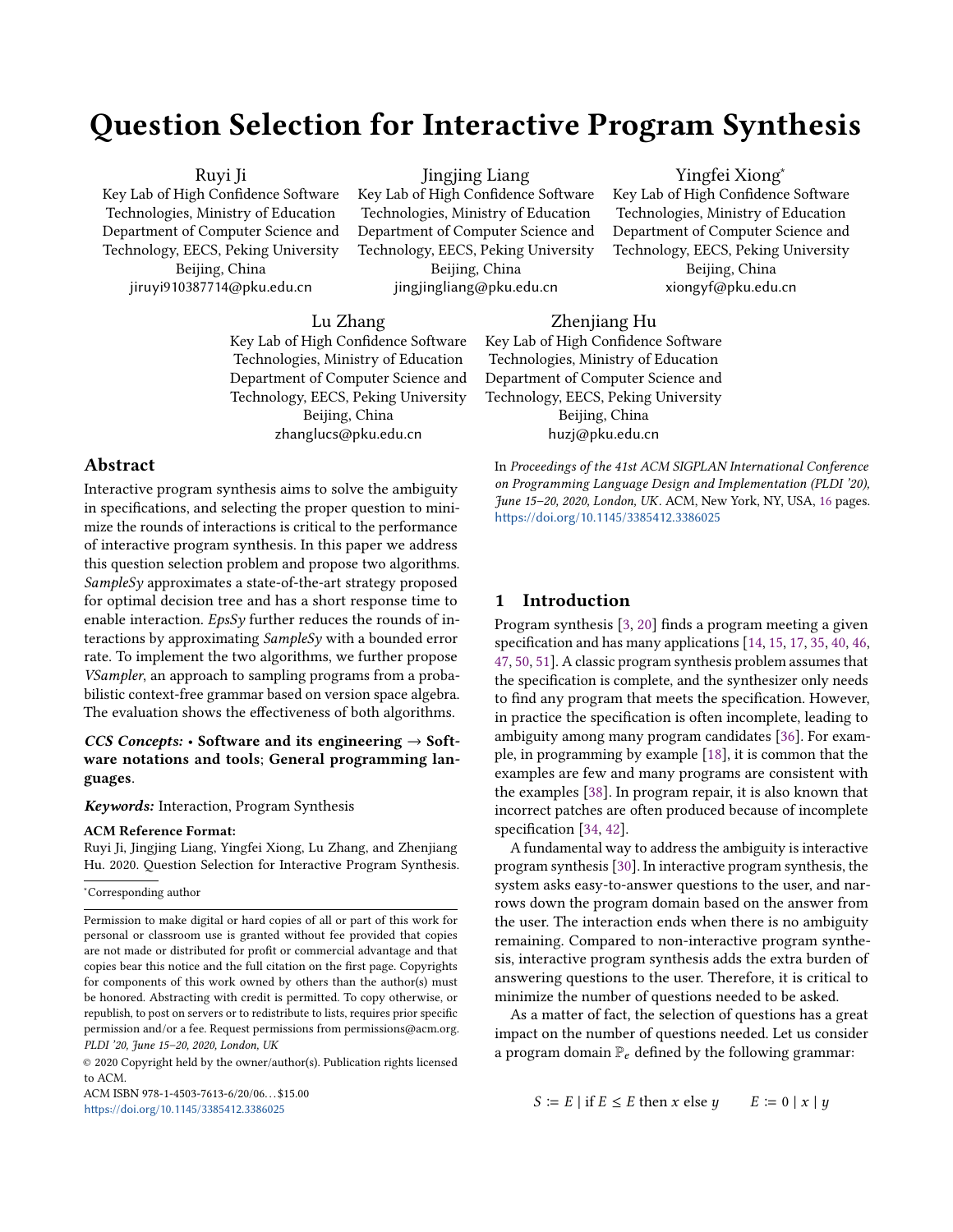# Question Selection for Interactive Program Synthesis

Ruyi Ji
Key Lab of High Confidence Software Technologies, Ministry of Education
Department of Computer Science and Technology, EECS, Peking University
Beijing, China
jiruyi910387714@pku.edu.cn

Jingjing Liang
Key Lab of High Confidence Software Technologies, Ministry of Education
Department of Computer Science and Technology, EECS, Peking University
Beijing, China
jingjingliang@pku.edu.cn

Yingfei Xiong*
Key Lab of High Confidence Software Technologies, Ministry of Education
Department of Computer Science and Technology, EECS, Peking University
Beijing, China
xiongyf@pku.edu.cn

Lu Zhang
Key Lab of High Confidence Software Technologies, Ministry of Education
Department of Computer Science and Technology, EECS, Peking University
Beijing, China
zhanglucs@pku.edu.cn

Zhenjiang Hu
Key Lab of High Confidence Software Technologies, Ministry of Education
Department of Computer Science and Technology, EECS, Peking University
Beijing, China
huzj@pku.edu.cn

## Abstract

Interactive program synthesis aims to solve the ambiguity in specifications, and selecting the proper question to minimize the rounds of interactions is critical to the performance of interactive program synthesis. In this paper we address this question selection problem and propose two algorithms. *SampleSy* approximates a state-of-the-art strategy proposed for optimal decision tree and has a short response time to enable interaction. *EpsSy* further reduces the rounds of interactions by approximating *SampleSy* with a bounded error rate. To implement the two algorithms, we further propose *VSampler*, an approach to sampling programs from a probabilistic context-free grammar based on version space algebra. The evaluation shows the effectiveness of both algorithms.

***CCS Concepts:*** • **Software and its engineering** → **Software notations and tools**; **General programming languages**.

***Keywords:*** Interaction, Program Synthesis

**ACM Reference Format:**
Ruyi Ji, Jingjing Liang, Yingfei Xiong, Lu Zhang, and Zhenjiang Hu. 2020. Question Selection for Interactive Program Synthesis. In *Proceedings of the 41st ACM SIGPLAN International Conference on Programming Language Design and Implementation (PLDI '20), June 15–20, 2020, London, UK*. ACM, New York, NY, USA, 16 pages. https://doi.org/10.1145/3385412.3386025

*Corresponding author

Permission to make digital or hard copies of all or part of this work for personal or classroom use is granted without fee provided that copies are not made or distributed for profit or commercial advantage and that copies bear this notice and the full citation on the first page. Copyrights for components of this work owned by others than the author(s) must be honored. Abstracting with credit is permitted. To copy otherwise, or republish, to post on servers or to redistribute to lists, requires prior specific permission and/or a fee. Request permissions from permissions@acm.org.
*PLDI '20, June 15–20, 2020, London, UK*
© 2020 Copyright held by the owner/author(s). Publication rights licensed to ACM.
ACM ISBN 978-1-4503-7613-6/20/06...$15.00
https://doi.org/10.1145/3385412.3386025

## 1 Introduction

Program synthesis [3, 20] finds a program meeting a given specification and has many applications [14, 15, 17, 35, 40, 46, 47, 50, 51]. A classic program synthesis problem assumes that the specification is complete, and the synthesizer only needs to find any program that meets the specification. However, in practice the specification is often incomplete, leading to ambiguity among many program candidates [36]. For example, in programming by example [18], it is common that the examples are few and many programs are consistent with the examples [38]. In program repair, it is also known that incorrect patches are often produced because of incomplete specification [34, 42].

A fundamental way to address the ambiguity is interactive program synthesis [30]. In interactive program synthesis, the system asks easy-to-answer questions to the user, and narrows down the program domain based on the answer from the user. The interaction ends when there is no ambiguity remaining. Compared to non-interactive program synthesis, interactive program synthesis adds the extra burden of answering questions to the user. Therefore, it is critical to minimize the number of questions needed to be asked.

As a matter of fact, the selection of questions has a great impact on the number of questions needed. Let us consider a program domain $\mathbb{P}_e$ defined by the following grammar:

$$S \coloneqq E \mid \text{if } E \leq E \text{ then } x \text{ else } y \qquad E \coloneqq 0 \mid x \mid y$$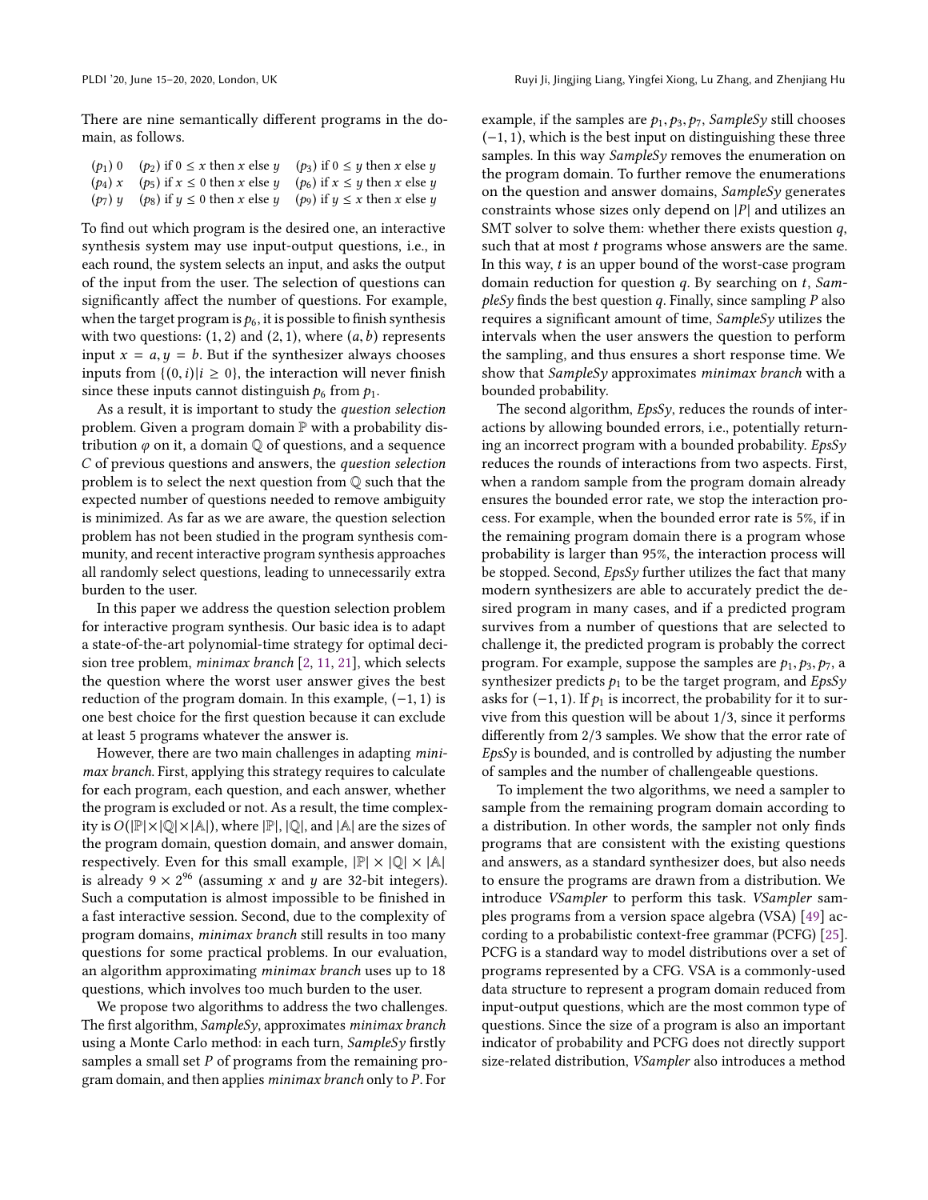There are nine semantically different programs in the domain, as follows.

($p_1$) 0 ($p_2$) if $0 \leq x$ then $x$ else $y$ ($p_3$) if $0 \leq y$ then $x$ else $y$
($p_4$) $x$ ($p_5$) if $x \leq 0$ then $x$ else $y$ ($p_6$) if $x \leq y$ then $x$ else $y$
($p_7$) $y$ ($p_8$) if $y \leq 0$ then $x$ else $y$ ($p_9$) if $y \leq x$ then $x$ else $y$

To find out which program is the desired one, an interactive synthesis system may use input-output questions, i.e., in each round, the system selects an input, and asks the output of the input from the user. The selection of questions can significantly affect the number of questions. For example, when the target program is $p_6$, it is possible to finish synthesis with two questions: $(1, 2)$ and $(2, 1)$, where $(a, b)$ represents input $x = a, y = b$. But if the synthesizer always chooses inputs from $\{(0, i) | i \geq 0\}$, the interaction will never finish since these inputs cannot distinguish $p_6$ from $p_1$.

As a result, it is important to study the *question selection* problem. Given a program domain $\mathbb{P}$ with a probability distribution $\varphi$ on it, a domain $\mathbb{Q}$ of questions, and a sequence $C$ of previous questions and answers, the *question selection* problem is to select the next question from $\mathbb{Q}$ such that the expected number of questions needed to remove ambiguity is minimized. As far as we are aware, the question selection problem has not been studied in the program synthesis community, and recent interactive program synthesis approaches all randomly select questions, leading to unnecessarily extra burden to the user.

In this paper we address the question selection problem for interactive program synthesis. Our basic idea is to adapt a state-of-the-art polynomial-time strategy for optimal decision tree problem, *minimax branch* [2, 11, 21], which selects the question where the worst user answer gives the best reduction of the program domain. In this example, $(-1, 1)$ is one best choice for the first question because it can exclude at least 5 programs whatever the answer is.

However, there are two main challenges in adapting *minimax branch*. First, applying this strategy requires to calculate for each program, each question, and each answer, whether the program is excluded or not. As a result, the time complexity is $O(|\mathbb{P}| \times |\mathbb{Q}| \times |\mathbb{A}|)$, where $|\mathbb{P}|$, $|\mathbb{Q}|$, and $|\mathbb{A}|$ are the sizes of the program domain, question domain, and answer domain, respectively. Even for this small example, $|\mathbb{P}| \times |\mathbb{Q}| \times |\mathbb{A}|$ is already $9 \times 2^{96}$ (assuming $x$ and $y$ are 32-bit integers). Such a computation is almost impossible to be finished in a fast interactive session. Second, due to the complexity of program domains, *minimax branch* still results in too many questions for some practical problems. In our evaluation, an algorithm approximating *minimax branch* uses up to 18 questions, which involves too much burden to the user.

We propose two algorithms to address the two challenges. The first algorithm, *SampleSy*, approximates *minimax branch* using a Monte Carlo method: in each turn, *SampleSy* firstly samples a small set $P$ of programs from the remaining program domain, and then applies *minimax branch* only to $P$. For example, if the samples are $p_1, p_3, p_7$, *SampleSy* still chooses $(-1, 1)$, which is the best input on distinguishing these three samples. In this way *SampleSy* removes the enumeration on the program domain. To further remove the enumerations on the question and answer domains, *SampleSy* generates constraints whose sizes only depend on $|P|$ and utilizes an SMT solver to solve them: whether there exists question $q$, such that at most $t$ programs whose answers are the same. In this way, $t$ is an upper bound of the worst-case program domain reduction for question $q$. By searching on $t$, *SampleSy* finds the best question $q$. Finally, since sampling $P$ also requires a significant amount of time, *SampleSy* utilizes the intervals when the user answers the question to perform the sampling, and thus ensures a short response time. We show that *SampleSy* approximates *minimax branch* with a bounded probability.

The second algorithm, *EpsSy*, reduces the rounds of interactions by allowing bounded errors, i.e., potentially returning an incorrect program with a bounded probability. *EpsSy* reduces the rounds of interactions from two aspects. First, when a random sample from the program domain already ensures the bounded error rate, we stop the interaction process. For example, when the bounded error rate is 5%, if in the remaining program domain there is a program whose probability is larger than 95%, the interaction process will be stopped. Second, *EpsSy* further utilizes the fact that many modern synthesizers are able to accurately predict the desired program in many cases, and if a predicted program survives from a number of questions that are selected to challenge it, the predicted program is probably the correct program. For example, suppose the samples are $p_1, p_3, p_7$, a synthesizer predicts $p_1$ to be the target program, and *EpsSy* asks for $(-1, 1)$. If $p_1$ is incorrect, the probability for it to survive from this question will be about $1/3$, since it performs differently from $2/3$ samples. We show that the error rate of *EpsSy* is bounded, and is controlled by adjusting the number of samples and the number of challengeable questions.

To implement the two algorithms, we need a sampler to sample from the remaining program domain according to a distribution. In other words, the sampler not only finds programs that are consistent with the existing questions and answers, as a standard synthesizer does, but also needs to ensure the programs are drawn from a distribution. We introduce *VSampler* to perform this task. *VSampler* samples programs from a version space algebra (VSA) [49] according to a probabilistic context-free grammar (PCFG) [25]. PCFG is a standard way to model distributions over a set of programs represented by a CFG. VSA is a commonly-used data structure to represent a program domain reduced from input-output questions, which are the most common type of questions. Since the size of a program is also an important indicator of probability and PCFG does not directly support size-related distribution, *VSampler* also introduces a method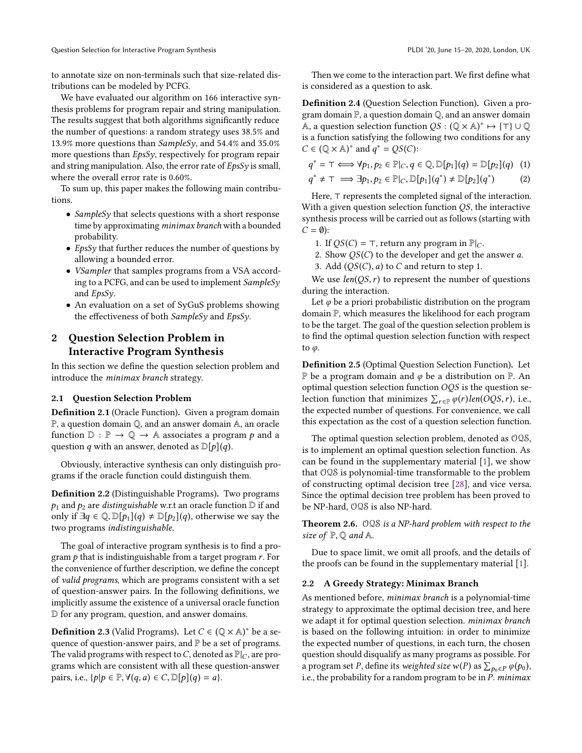to annotate size on non-terminals such that size-related distributions can be modeled by PCFG.

We have evaluated our algorithm on 166 interactive synthesis problems for program repair and string manipulation. The results suggest that both algorithms significantly reduce the number of questions: a random strategy uses 38.5% and 13.9% more questions than *SampleSy*, and 54.4% and 35.0% more questions than *EpsSy*, respectively for program repair and string manipulation. Also, the error rate of *EpsSy* is small, where the overall error rate is 0.60%.

To sum up, this paper makes the following main contributions.

- *SampleSy* that selects questions with a short response time by approximating *minimax branch* with a bounded probability.
- *EpsSy* that further reduces the number of questions by allowing a bounded error.
- *VSampler* that samples programs from a VSA according to a PCFG, and can be used to implement *SampleSy* and *EpsSy*.
- An evaluation on a set of SyGuS problems showing the effectiveness of both *SampleSy* and *EpsSy*.

## 2 Question Selection Problem in Interactive Program Synthesis

In this section we define the question selection problem and introduce the *minimax branch* strategy.

### 2.1 Question Selection Problem

**Definition 2.1** (Oracle Function)**.** Given a program domain $\mathbb{P}$, a question domain $\mathbb{Q}$, and an answer domain $\mathbb{A}$, an oracle function $\mathbb{D} : \mathbb{P} \to \mathbb{Q} \to \mathbb{A}$ associates a program $p$ and a question $q$ with an answer, denoted as $\mathbb{D}[p](q)$.

Obviously, interactive synthesis can only distinguish programs if the oracle function could distinguish them.

**Definition 2.2** (Distinguishable Programs)**.** Two programs $p_1$ and $p_2$ are *distinguishable* w.r.t an oracle function $\mathbb{D}$ if and only if $\exists q \in \mathbb{Q}, \mathbb{D}[p_1](q) \neq \mathbb{D}[p_2](q)$, otherwise we say the two programs *indistinguishable*.

The goal of interactive program synthesis is to find a program $p$ that is indistinguishable from a target program $r$. For the convenience of further description, we define the concept of *valid programs*, which are programs consistent with a set of question-answer pairs. In the following definitions, we implicitly assume the existence of a universal oracle function $\mathbb{D}$ for any program, question, and answer domains.

**Definition 2.3** (Valid Programs)**.** Let $C \in (\mathbb{Q} \times \mathbb{A})^*$ be a sequence of question-answer pairs, and $\mathbb{P}$ be a set of programs. The valid programs with respect to $C$, denoted as $\mathbb{P}|_C$, are programs which are consistent with all these question-answer pairs, i.e., $\{p | p \in \mathbb{P}, \forall (q, a) \in C, \mathbb{D}[p](q) = a\}$.

Then we come to the interaction part. We first define what is considered as a question to ask.

**Definition 2.4** (Question Selection Function)**.** Given a program domain $\mathbb{P}$, a question domain $\mathbb{Q}$, and an answer domain $\mathbb{A}$, a question selection function $QS : (\mathbb{Q} \times \mathbb{A})^* \mapsto \{\top\} \cup \mathbb{Q}$ is a function satisfying the following two conditions for any $C \in (\mathbb{Q} \times \mathbb{A})^*$ and $q^* = QS(C)$:

$$q^* = \top \iff \forall p_1, p_2 \in \mathbb{P}|_C, q \in \mathbb{Q}, \mathbb{D}[p_1](q) = \mathbb{D}[p_2](q) \quad (1)$$

$$q^* \neq \top \implies \exists p_1, p_2 \in \mathbb{P}|_C, \mathbb{D}[p_1](q^*) \neq \mathbb{D}[p_2](q^*) \quad (2)$$

Here, $\top$ represents the completed signal of the interaction. With a given question selection function $QS$, the interactive synthesis process will be carried out as follows (starting with $C = \emptyset$):

1. If $QS(C) = \top$, return any program in $\mathbb{P}|_C$.
2. Show $QS(C)$ to the developer and get the answer $a$.
3. Add $(QS(C), a)$ to $C$ and return to step 1.

We use $len(QS, r)$ to represent the number of questions during the interaction.

Let $\varphi$ be a priori probabilistic distribution on the program domain $\mathbb{P}$, which measures the likelihood for each program to be the target. The goal of the question selection problem is to find the optimal question selection function with respect to $\varphi$.

**Definition 2.5** (Optimal Question Selection Function)**.** Let $\mathbb{P}$ be a program domain and $\varphi$ be a distribution on $\mathbb{P}$. An optimal question selection function $OQS$ is the question selection function that minimizes $\sum_{r \in \mathbb{P}} \varphi(r) len(OQS, r)$, i.e., the expected number of questions. For convenience, we call this expectation as the cost of a question selection function.

The optimal question selection problem, denoted as $\mathcal{OQS}$, is to implement an optimal question selection function. As can be found in the supplementary material [1], we show that $\mathcal{OQS}$ is polynomial-time transformable to the problem of constructing optimal decision tree [28], and vice versa. Since the optimal decision tree problem has been proved to be NP-hard, $\mathcal{OQS}$ is also NP-hard.

**Theorem 2.6.** *$\mathcal{OQS}$ is a NP-hard problem with respect to the size of $\mathbb{P}, \mathbb{Q}$ and $\mathbb{A}$.*

Due to space limit, we omit all proofs, and the details of the proofs can be found in the supplementary material [1].

### 2.2 A Greedy Strategy: Minimax Branch

As mentioned before, *minimax branch* is a polynomial-time strategy to approximate the optimal decision tree, and here we adapt it for optimal question selection. *minimax branch* is based on the following intuition: in order to minimize the expected number of questions, in each turn, the chosen question should disqualify as many programs as possible. For a program set $P$, define its *weighted size* $w(P)$ as $\sum_{p_0 \in P} \varphi(p_0)$, i.e., the probability for a random program to be in $P$. *minimax*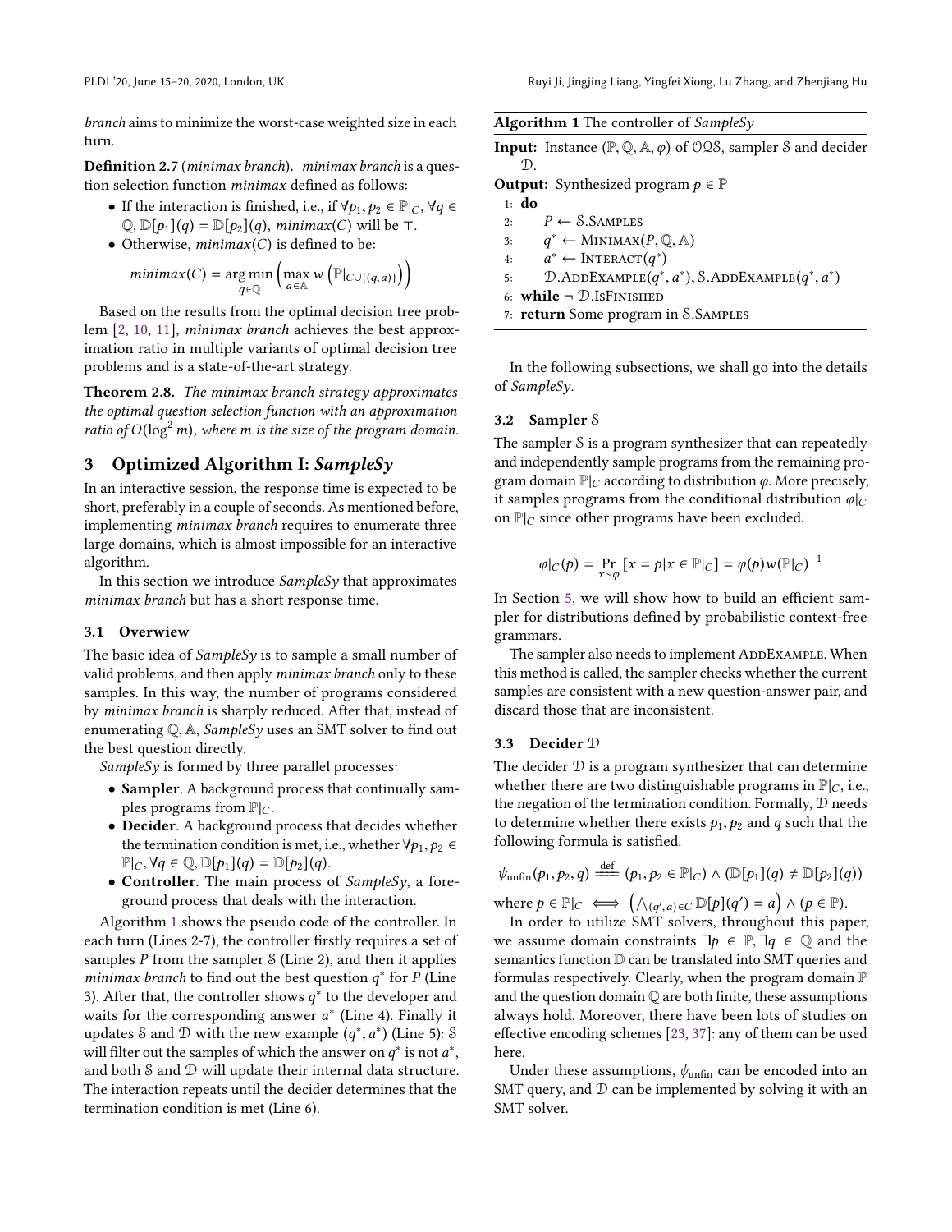*branch* aims to minimize the worst-case weighted size in each turn.

**Definition 2.7** (*minimax branch*). *minimax branch* is a question selection function *minimax* defined as follows:

- If the interaction is finished, i.e., if $\forall p_1, p_2 \in \mathbb{P}|_C, \forall q \in \mathbb{Q}, \mathbb{D}[p_1](q) = \mathbb{D}[p_2](q)$, $minimax(C)$ will be $\top$.
- Otherwise, $minimax(C)$ is defined to be:

$$minimax(C) = \arg\min_{q \in \mathbb{Q}} \left( \max_{a \in \mathbb{A}} w\left(\mathbb{P}|_{C \cup \{(q,a)\}}\right) \right)$$

Based on the results from the optimal decision tree problem [2, 10, 11], *minimax branch* achieves the best approximation ratio in multiple variants of optimal decision tree problems and is a state-of-the-art strategy.

**Theorem 2.8.** *The minimax branch strategy approximates the optimal question selection function with an approximation ratio of $O(\log^2 m)$, where $m$ is the size of the program domain.*

# 3 Optimized Algorithm I: *SampleSy*

In an interactive session, the response time is expected to be short, preferably in a couple of seconds. As mentioned before, implementing *minimax branch* requires to enumerate three large domains, which is almost impossible for an interactive algorithm.

In this section we introduce *SampleSy* that approximates *minimax branch* but has a short response time.

## 3.1 Overwiew

The basic idea of *SampleSy* is to sample a small number of valid problems, and then apply *minimax branch* only to these samples. In this way, the number of programs considered by *minimax branch* is sharply reduced. After that, instead of enumerating $\mathbb{Q}, \mathbb{A}$, *SampleSy* uses an SMT solver to find out the best question directly.

*SampleSy* is formed by three parallel processes:

- **Sampler**. A background process that continually samples programs from $\mathbb{P}|_C$.
- **Decider**. A background process that decides whether the termination condition is met, i.e., whether $\forall p_1, p_2 \in \mathbb{P}|_C, \forall q \in \mathbb{Q}, \mathbb{D}[p_1](q) = \mathbb{D}[p_2](q)$.
- **Controller**. The main process of *SampleSy*, a foreground process that deals with the interaction.

Algorithm 1 shows the pseudo code of the controller. In each turn (Lines 2-7), the controller firstly requires a set of samples $P$ from the sampler $\mathcal{S}$ (Line 2), and then it applies *minimax branch* to find out the best question $q^*$ for $P$ (Line 3). After that, the controller shows $q^*$ to the developer and waits for the corresponding answer $a^*$ (Line 4). Finally it updates $\mathcal{S}$ and $\mathcal{D}$ with the new example $(q^*, a^*)$ (Line 5): $\mathcal{S}$ will filter out the samples of which the answer on $q^*$ is not $a^*$, and both $\mathcal{S}$ and $\mathcal{D}$ will update their internal data structure. The interaction repeats until the decider determines that the termination condition is met (Line 6).

**Algorithm 1** The controller of *SampleSy*

**Input:** Instance $(\mathbb{P}, \mathbb{Q}, \mathbb{A}, \varphi)$ of $\mathcal{OQS}$, sampler $\mathcal{S}$ and decider $\mathcal{D}$.
**Output:** Synthesized program $p \in \mathbb{P}$

```
1: do
2:     P ← S.Samples
3:     q* ← Minimax(P, Q, A)
4:     a* ← Interact(q*)
5:     D.AddExample(q*, a*), S.AddExample(q*, a*)
6: while ¬ D.IsFinished
7: return Some program in S.Samples
```

In the following subsections, we shall go into the details of *SampleSy*.

## 3.2 Sampler $\mathcal{S}$

The sampler $\mathcal{S}$ is a program synthesizer that can repeatedly and independently sample programs from the remaining program domain $\mathbb{P}|_C$ according to distribution $\varphi$. More precisely, it samples programs from the conditional distribution $\varphi|_C$ on $\mathbb{P}|_C$ since other programs have been excluded:

$$\varphi|_C(p) = \Pr_{x \sim \varphi}[x = p | x \in \mathbb{P}|_C] = \varphi(p) w(\mathbb{P}|_C)^{-1}$$

In Section 5, we will show how to build an efficient sampler for distributions defined by probabilistic context-free grammars.

The sampler also needs to implement AddExample. When this method is called, the sampler checks whether the current samples are consistent with a new question-answer pair, and discard those that are inconsistent.

## 3.3 Decider $\mathcal{D}$

The decider $\mathcal{D}$ is a program synthesizer that can determine whether there are two distinguishable programs in $\mathbb{P}|_C$, i.e., the negation of the termination condition. Formally, $\mathcal{D}$ needs to determine whether there exists $p_1, p_2$ and $q$ such that the following formula is satisfied.

$$\psi_{\text{unfin}}(p_1, p_2, q) \overset{\text{def}}{=\!=} (p_1, p_2 \in \mathbb{P}|_C) \land (\mathbb{D}[p_1](q) \neq \mathbb{D}[p_2](q))$$

where $p \in \mathbb{P}|_C \iff \left(\bigwedge_{(q',a) \in C} \mathbb{D}[p](q') = a\right) \land (p \in \mathbb{P})$.

In order to utilize SMT solvers, throughout this paper, we assume domain constraints $\exists p \in \mathbb{P}, \exists q \in \mathbb{Q}$ and the semantics function $\mathbb{D}$ can be translated into SMT queries and formulas respectively. Clearly, when the program domain $\mathbb{P}$ and the question domain $\mathbb{Q}$ are both finite, these assumptions always hold. Moreover, there have been lots of studies on effective encoding schemes [23, 37]: any of them can be used here.

Under these assumptions, $\psi_{\text{unfin}}$ can be encoded into an SMT query, and $\mathcal{D}$ can be implemented by solving it with an SMT solver.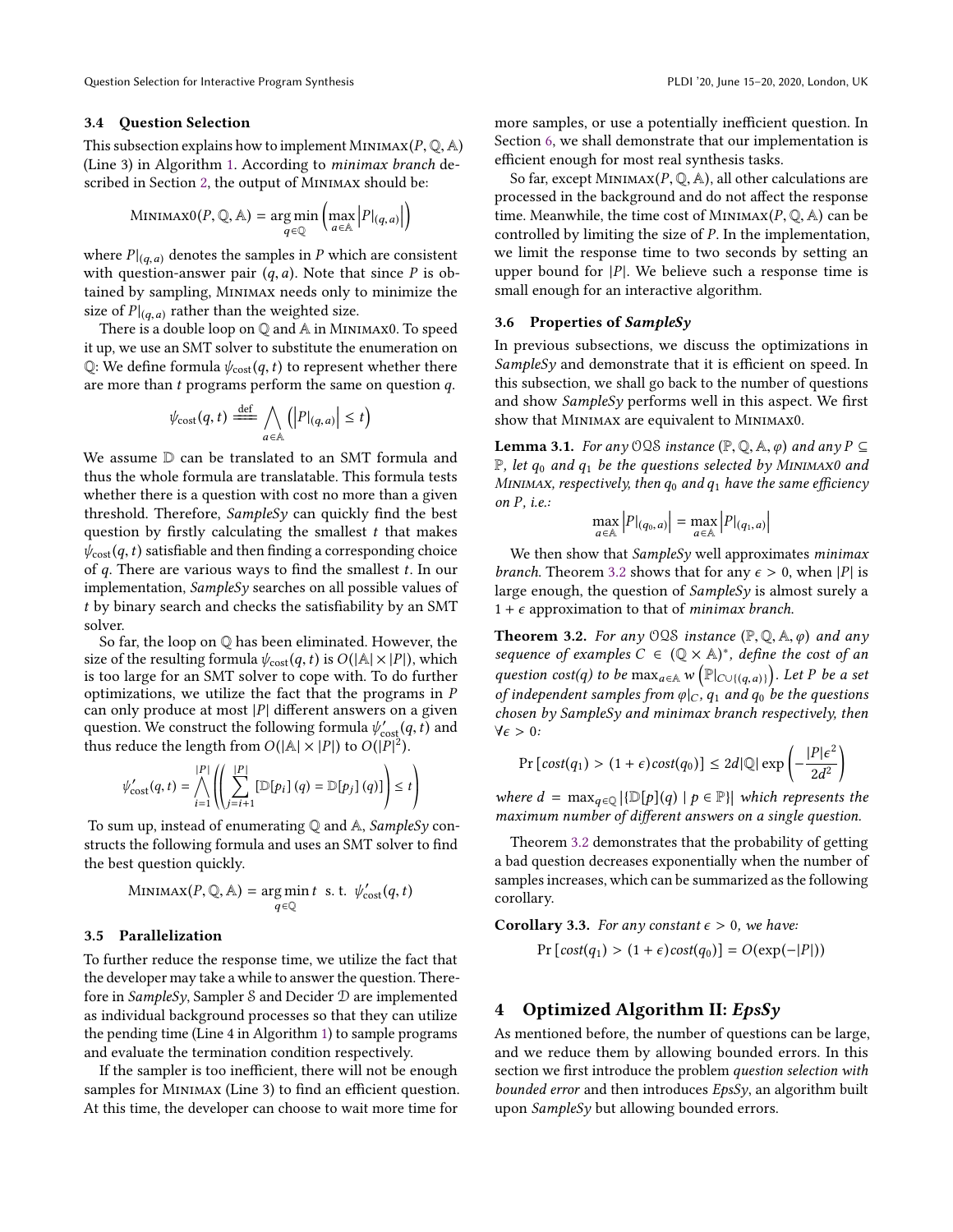### 3.4 Question Selection

This subsection explains how to implement $\textsc{Minimax}(P, \mathbb{Q}, \mathbb{A})$ (Line 3) in Algorithm 1. According to *minimax branch* described in Section 2, the output of Minimax should be:

$$\textsc{Minimax0}(P, \mathbb{Q}, \mathbb{A}) = \underset{q \in \mathbb{Q}}{\arg\min} \left( \max_{a \in \mathbb{A}} \left| P|_{(q,a)} \right| \right)$$

where $P|_{(q,a)}$ denotes the samples in $P$ which are consistent with question-answer pair $(q, a)$. Note that since $P$ is obtained by sampling, Minimax needs only to minimize the size of $P|_{(q,a)}$ rather than the weighted size.

There is a double loop on $\mathbb{Q}$ and $\mathbb{A}$ in Minimax0. To speed it up, we use an SMT solver to substitute the enumeration on $\mathbb{Q}$: We define formula $\psi_{\text{cost}}(q, t)$ to represent whether there are more than $t$ programs perform the same on question $q$.

$$\psi_{\text{cost}}(q, t) \stackrel{\text{def}}{=\!=} \bigwedge_{a \in \mathbb{A}} \left( \left| P|_{(q,a)} \right| \leq t \right)$$

We assume $\mathbb{D}$ can be translated to an SMT formula and thus the whole formula are translatable. This formula tests whether there is a question with cost no more than a given threshold. Therefore, *SampleSy* can quickly find the best question by firstly calculating the smallest $t$ that makes $\psi_{\text{cost}}(q, t)$ satisfiable and then finding a corresponding choice of $q$. There are various ways to find the smallest $t$. In our implementation, *SampleSy* searches on all possible values of $t$ by binary search and checks the satisfiability by an SMT solver.

So far, the loop on $\mathbb{Q}$ has been eliminated. However, the size of the resulting formula $\psi_{\text{cost}}(q, t)$ is $O(|\mathbb{A}| \times |P|)$, which is too large for an SMT solver to cope with. To do further optimizations, we utilize the fact that the programs in $P$ can only produce at most $|P|$ different answers on a given question. We construct the following formula $\psi'_{\text{cost}}(q, t)$ and thus reduce the length from $O(|\mathbb{A}| \times |P|)$ to $O(|P|^2)$.

$$\psi'_{\text{cost}}(q, t) = \bigwedge_{i=1}^{|P|} \left( \left( \sum_{j=i+1}^{|P|} \left[ \mathbb{D}[p_i](q) = \mathbb{D}[p_j](q) \right] \right) \leq t \right)$$

To sum up, instead of enumerating $\mathbb{Q}$ and $\mathbb{A}$, *SampleSy* constructs the following formula and uses an SMT solver to find the best question quickly.

$$\textsc{Minimax}(P, \mathbb{Q}, \mathbb{A}) = \underset{q \in \mathbb{Q}}{\arg\min}\, t \ \text{ s. t. } \ \psi'_{\text{cost}}(q, t)$$

### 3.5 Parallelization

To further reduce the response time, we utilize the fact that the developer may take a while to answer the question. Therefore in *SampleSy*, Sampler $\mathcal{S}$ and Decider $\mathcal{D}$ are implemented as individual background processes so that they can utilize the pending time (Line 4 in Algorithm 1) to sample programs and evaluate the termination condition respectively.

If the sampler is too inefficient, there will not be enough samples for Minimax (Line 3) to find an efficient question. At this time, the developer can choose to wait more time for more samples, or use a potentially inefficient question. In Section 6, we shall demonstrate that our implementation is efficient enough for most real synthesis tasks.

So far, except $\textsc{Minimax}(P, \mathbb{Q}, \mathbb{A})$, all other calculations are processed in the background and do not affect the response time. Meanwhile, the time cost of $\textsc{Minimax}(P, \mathbb{Q}, \mathbb{A})$ can be controlled by limiting the size of $P$. In the implementation, we limit the response time to two seconds by setting an upper bound for $|P|$. We believe such a response time is small enough for an interactive algorithm.

### 3.6 Properties of *SampleSy*

In previous subsections, we discuss the optimizations in *SampleSy* and demonstrate that it is efficient on speed. In this subsection, we shall go back to the number of questions and show *SampleSy* performs well in this aspect. We first show that Minimax are equivalent to Minimax0.

**Lemma 3.1.** *For any $\mathcal{OQS}$ instance $(\mathbb{P}, \mathbb{Q}, \mathbb{A}, \varphi)$ and any $P \subseteq \mathbb{P}$, let $q_0$ and $q_1$ be the questions selected by Minimax0 and Minimax, respectively, then $q_0$ and $q_1$ have the same efficiency on $P$, i.e.:*

$$\max_{a \in \mathbb{A}} \left| P|_{(q_0,a)} \right| = \max_{a \in \mathbb{A}} \left| P|_{(q_1,a)} \right|$$

We then show that *SampleSy* well approximates *minimax branch*. Theorem 3.2 shows that for any $\epsilon > 0$, when $|P|$ is large enough, the question of *SampleSy* is almost surely a $1 + \epsilon$ approximation to that of *minimax branch*.

**Theorem 3.2.** *For any $\mathcal{OQS}$ instance $(\mathbb{P}, \mathbb{Q}, \mathbb{A}, \varphi)$ and any sequence of examples $C \in (\mathbb{Q} \times \mathbb{A})^*$, define the cost of an question $cost(q)$ to be $\max_{a \in \mathbb{A}} w\left(\mathbb{P}|_{C \cup \{(q,a)\}}\right)$. Let $P$ be a set of independent samples from $\varphi|_C$, $q_1$ and $q_0$ be the questions chosen by SampleSy and minimax branch respectively, then $\forall \epsilon > 0$:*

$$\Pr\left[cost(q_1) > (1 + \epsilon) cost(q_0)\right] \leq 2d|\mathbb{Q}| \exp\left(-\frac{|P|\epsilon^2}{2d^2}\right)$$

*where $d = \max_{q \in \mathbb{Q}} |\{\mathbb{D}[p](q) \mid p \in \mathbb{P}\}|$ which represents the maximum number of different answers on a single question.*

Theorem 3.2 demonstrates that the probability of getting a bad question decreases exponentially when the number of samples increases, which can be summarized as the following corollary.

**Corollary 3.3.** *For any constant $\epsilon > 0$, we have:*

$$\Pr\left[cost(q_1) > (1 + \epsilon) cost(q_0)\right] = O(\exp(-|P|))$$

## 4 Optimized Algorithm II: *EpsSy*

As mentioned before, the number of questions can be large, and we reduce them by allowing bounded errors. In this section we first introduce the problem *question selection with bounded error* and then introduces *EpsSy*, an algorithm built upon *SampleSy* but allowing bounded errors.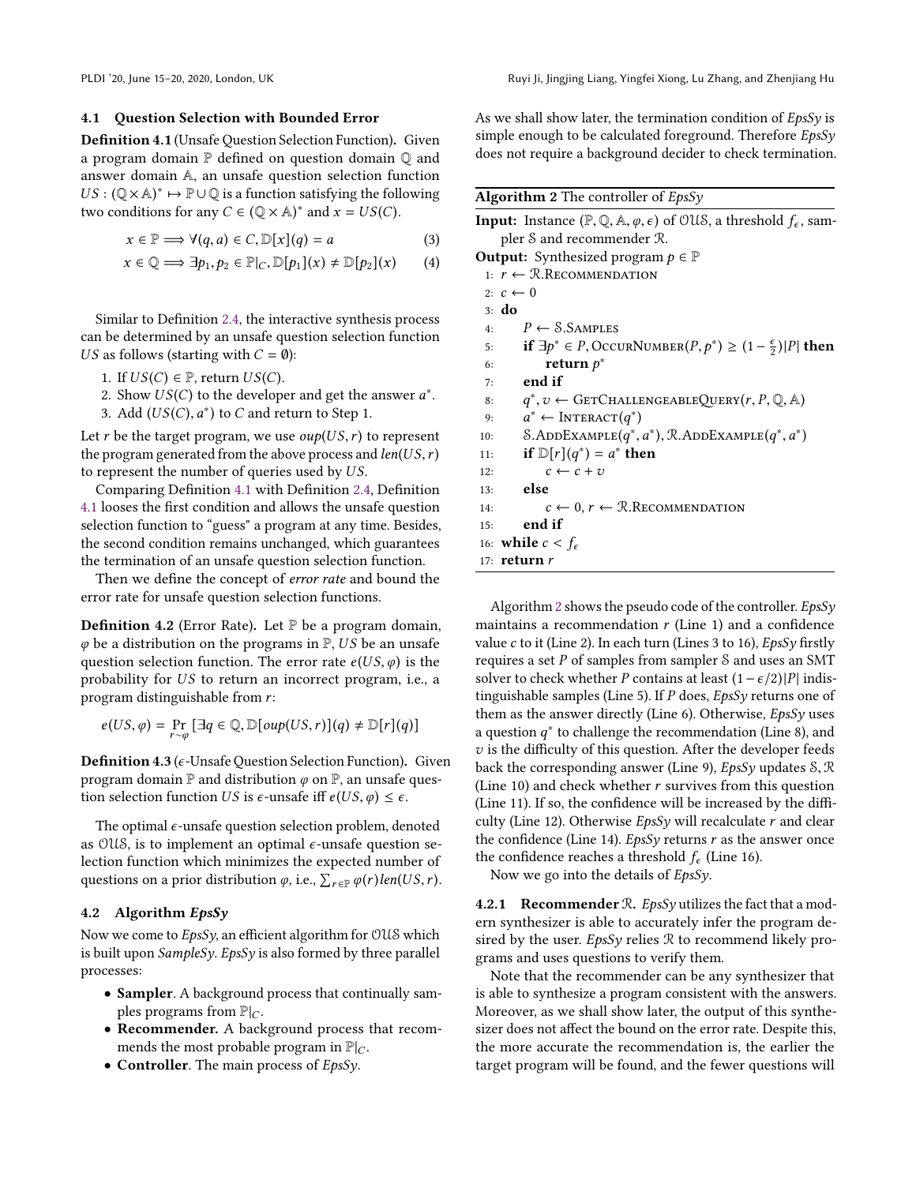### 4.1 Question Selection with Bounded Error

**Definition 4.1** (Unsafe Question Selection Function)**.** Given a program domain $\mathbb{P}$ defined on question domain $\mathbb{Q}$ and answer domain $\mathbb{A}$, an unsafe question selection function $US : (\mathbb{Q} \times \mathbb{A})^* \mapsto \mathbb{P} \cup \mathbb{Q}$ is a function satisfying the following two conditions for any $C \in (\mathbb{Q} \times \mathbb{A})^*$ and $x = US(C)$.

$$x \in \mathbb{P} \Longrightarrow \forall (q, a) \in C, \mathbb{D}[x](q) = a \tag{3}$$

$$x \in \mathbb{Q} \Longrightarrow \exists p_1, p_2 \in \mathbb{P}|_C, \mathbb{D}[p_1](x) \neq \mathbb{D}[p_2](x) \tag{4}$$

Similar to Definition 2.4, the interactive synthesis process can be determined by an unsafe question selection function $US$ as follows (starting with $C = \emptyset$):

1. If $US(C) \in \mathbb{P}$, return $US(C)$.
2. Show $US(C)$ to the developer and get the answer $a^*$.
3. Add $(US(C), a^*)$ to $C$ and return to Step 1.

Let $r$ be the target program, we use $oup(US, r)$ to represent the program generated from the above process and $len(US, r)$ to represent the number of queries used by $US$.

Comparing Definition 4.1 with Definition 2.4, Definition 4.1 looses the first condition and allows the unsafe question selection function to "guess" a program at any time. Besides, the second condition remains unchanged, which guarantees the termination of an unsafe question selection function.

Then we define the concept of *error rate* and bound the error rate for unsafe question selection functions.

**Definition 4.2** (Error Rate)**.** Let $\mathbb{P}$ be a program domain, $\varphi$ be a distribution on the programs in $\mathbb{P}$, $US$ be an unsafe question selection function. The error rate $e(US, \varphi)$ is the probability for $US$ to return an incorrect program, i.e., a program distinguishable from $r$:

$$e(US, \varphi) = \Pr_{r \sim \varphi} \left[ \exists q \in \mathbb{Q}, \mathbb{D}[oup(US, r)](q) \neq \mathbb{D}[r](q) \right]$$

**Definition 4.3** ($\epsilon$-Unsafe Question Selection Function)**.** Given program domain $\mathbb{P}$ and distribution $\varphi$ on $\mathbb{P}$, an unsafe question selection function $US$ is $\epsilon$-unsafe iff $e(US, \varphi) \leq \epsilon$.

The optimal $\epsilon$-unsafe question selection problem, denoted as $\mathcal{OUS}$, is to implement an optimal $\epsilon$-unsafe question selection function which minimizes the expected number of questions on a prior distribution $\varphi$, i.e., $\sum_{r \in \mathbb{P}} \varphi(r) len(US, r)$.

### 4.2 Algorithm *EpsSy*

Now we come to *EpsSy*, an efficient algorithm for $\mathcal{OUS}$ which is built upon *SampleSy*. *EpsSy* is also formed by three parallel processes:

- **Sampler**. A background process that continually samples programs from $\mathbb{P}|_C$.
- **Recommender.** A background process that recommends the most probable program in $\mathbb{P}|_C$.
- **Controller**. The main process of *EpsSy*.

As we shall show later, the termination condition of *EpsSy* is simple enough to be calculated foreground. Therefore *EpsSy* does not require a background decider to check termination.

**Algorithm 2** The controller of *EpsSy*

**Input:** Instance $(\mathbb{P}, \mathbb{Q}, \mathbb{A}, \varphi, \epsilon)$ of $\mathcal{OUS}$, a threshold $f_\epsilon$, sampler $\mathcal{S}$ and recommender $\mathcal{R}$.
**Output:** Synthesized program $p \in \mathbb{P}$

```
1:  r ← R.Recommendation
2:  c ← 0
3:  do
4:      P ← S.Samples
5:      if ∃p* ∈ P, OccurNumber(P, p*) ≥ (1 − ε/2)|P| then
6:          return p*
7:      end if
8:      q*, v ← GetChallengeableQuery(r, P, Q, A)
9:      a* ← Interact(q*)
10:     S.AddExample(q*, a*), R.AddExample(q*, a*)
11:     if D[r](q*) = a* then
12:         c ← c + v
13:     else
14:         c ← 0, r ← R.Recommendation
15:     end if
16: while c < f_ε
17: return r
```

Algorithm 2 shows the pseudo code of the controller. *EpsSy* maintains a recommendation $r$ (Line 1) and a confidence value $c$ to it (Line 2). In each turn (Lines 3 to 16), *EpsSy* firstly requires a set $P$ of samples from sampler $\mathcal{S}$ and uses an SMT solver to check whether $P$ contains at least $(1 - \epsilon/2)|P|$ indistinguishable samples (Line 5). If $P$ does, *EpsSy* returns one of them as the answer directly (Line 6). Otherwise, *EpsSy* uses a question $q^*$ to challenge the recommendation (Line 8), and $v$ is the difficulty of this question. After the developer feeds back the corresponding answer (Line 9), *EpsSy* updates $\mathcal{S}, \mathcal{R}$ (Line 10) and check whether $r$ survives from this question (Line 11). If so, the confidence will be increased by the difficulty (Line 12). Otherwise *EpsSy* will recalculate $r$ and clear the confidence (Line 14). *EpsSy* returns $r$ as the answer once the confidence reaches a threshold $f_\epsilon$ (Line 16).

Now we go into the details of *EpsSy*.

#### 4.2.1 Recommender $\mathcal{R}$.

*EpsSy* utilizes the fact that a modern synthesizer is able to accurately infer the program desired by the user. *EpsSy* relies $\mathcal{R}$ to recommend likely programs and uses questions to verify them.

Note that the recommender can be any synthesizer that is able to synthesize a program consistent with the answers. Moreover, as we shall show later, the output of this synthesizer does not affect the bound on the error rate. Despite this, the more accurate the recommendation is, the earlier the target program will be found, and the fewer questions will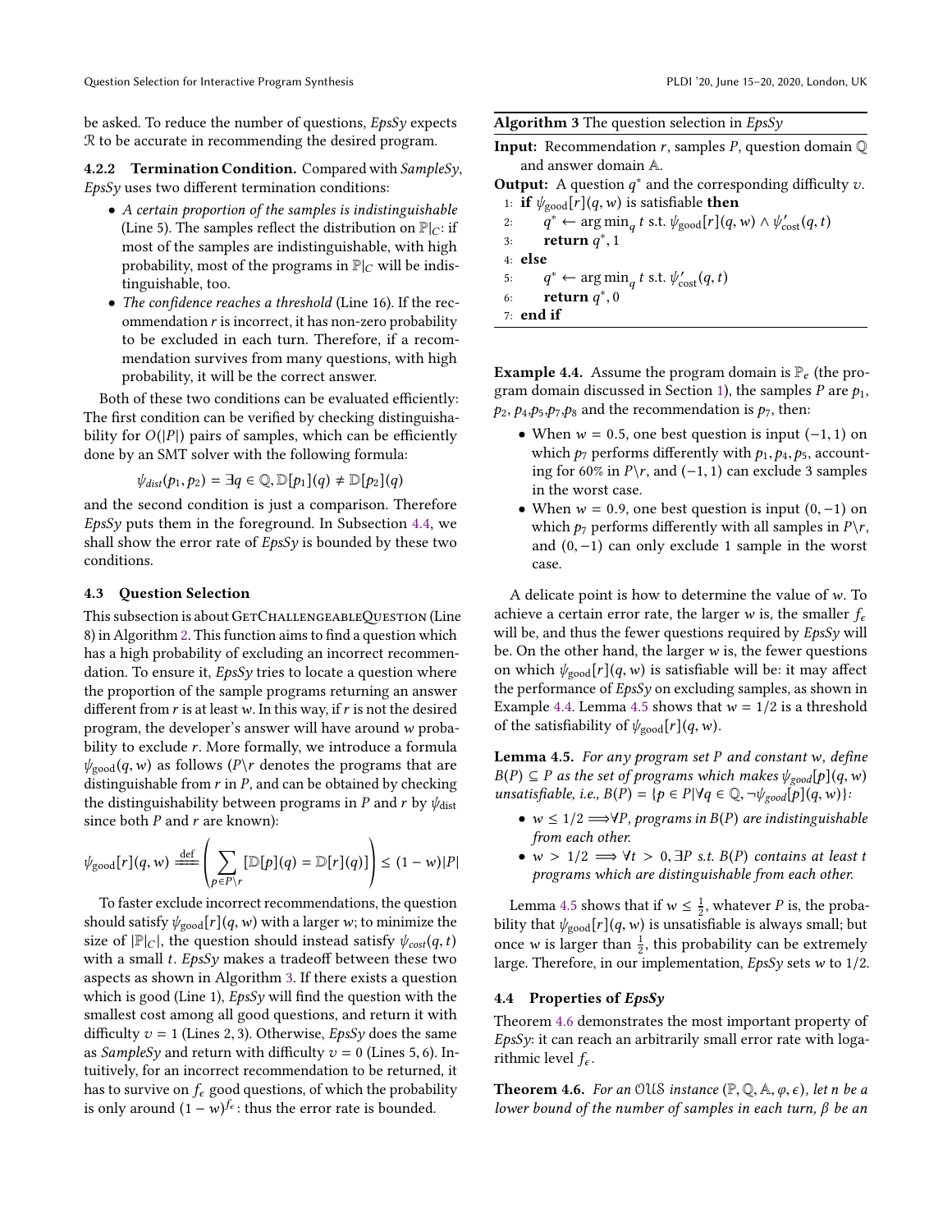be asked. To reduce the number of questions, *EpsSy* expects $\mathcal{R}$ to be accurate in recommending the desired program.

#### 4.2.2 Termination Condition.

Compared with *SampleSy*, *EpsSy* uses two different termination conditions:

- *A certain proportion of the samples is indistinguishable* (Line 5). The samples reflect the distribution on $\mathbb{P}|_C$: if most of the samples are indistinguishable, with high probability, most of the programs in $\mathbb{P}|_C$ will be indistinguishable, too.
- *The confidence reaches a threshold* (Line 16). If the recommendation $r$ is incorrect, it has non-zero probability to be excluded in each turn. Therefore, if a recommendation survives from many questions, with high probability, it will be the correct answer.

Both of these two conditions can be evaluated efficiently: The first condition can be verified by checking distinguishability for $O(|P|)$ pairs of samples, which can be efficiently done by an SMT solver with the following formula:

$$\psi_{dist}(p_1, p_2) = \exists q \in \mathbb{Q}, \mathbb{D}[p_1](q) \neq \mathbb{D}[p_2](q)$$

and the second condition is just a comparison. Therefore *EpsSy* puts them in the foreground. In Subsection 4.4, we shall show the error rate of *EpsSy* is bounded by these two conditions.

### 4.3 Question Selection

This subsection is about GetChallengeableQuestion (Line 8) in Algorithm 2. This function aims to find a question which has a high probability of excluding an incorrect recommendation. To ensure it, *EpsSy* tries to locate a question where the proportion of the sample programs returning an answer different from $r$ is at least $w$. In this way, if $r$ is not the desired program, the developer's answer will have around $w$ probability to exclude $r$. More formally, we introduce a formula $\psi_{\text{good}}(q, w)$ as follows ($P \backslash r$ denotes the programs that are distinguishable from $r$ in $P$, and can be obtained by checking the distinguishability between programs in $P$ and $r$ by $\psi_{\text{dist}}$ since both $P$ and $r$ are known):

$$\psi_{\text{good}}[r](q, w) \stackrel{\text{def}}{=\!=} \left( \sum_{p \in P \backslash r} [\mathbb{D}[p](q) = \mathbb{D}[r](q)] \right) \leq (1 - w)|P|$$

To faster exclude incorrect recommendations, the question should satisfy $\psi_{\text{good}}[r](q, w)$ with a larger $w$; to minimize the size of $|\mathbb{P}|_C|$, the question should instead satisfy $\psi_{cost}(q, t)$ with a small $t$. *EpsSy* makes a tradeoff between these two aspects as shown in Algorithm 3. If there exists a question which is good (Line 1), *EpsSy* will find the question with the smallest cost among all good questions, and return it with difficulty $v = 1$ (Lines 2, 3). Otherwise, *EpsSy* does the same as *SampleSy* and return with difficulty $v = 0$ (Lines 5, 6). Intuitively, for an incorrect recommendation to be returned, it has to survive on $f_\epsilon$ good questions, of which the probability is only around $(1 - w)^{f_\epsilon}$: thus the error rate is bounded.

**Algorithm 3** The question selection in *EpsSy*

**Input:** Recommendation $r$, samples $P$, question domain $\mathbb{Q}$ and answer domain $\mathbb{A}$.
**Output:** A question $q^*$ and the corresponding difficulty $v$.

```
1: if ψ_good[r](q, w) is satisfiable then
2:     q* ← argmin_q t s.t. ψ_good[r](q, w) ∧ ψ'_cost(q, t)
3:     return q*, 1
4: else
5:     q* ← argmin_q t s.t. ψ'_cost(q, t)
6:     return q*, 0
7: end if
```

**Example 4.4.** Assume the program domain is $\mathbb{P}_e$ (the program domain discussed in Section 1), the samples $P$ are $p_1$, $p_2$, $p_4$, $p_5$, $p_7$, $p_8$ and the recommendation is $p_7$, then:

- When $w = 0.5$, one best question is input $(-1, 1)$ on which $p_7$ performs differently with $p_1, p_4, p_5$, accounting for 60% in $P \backslash r$, and $(-1, 1)$ can exclude 3 samples in the worst case.
- When $w = 0.9$, one best question is input $(0, -1)$ on which $p_7$ performs differently with all samples in $P \backslash r$, and $(0, -1)$ can only exclude 1 sample in the worst case.

A delicate point is how to determine the value of $w$. To achieve a certain error rate, the larger $w$ is, the smaller $f_\epsilon$ will be, and thus the fewer questions required by *EpsSy* will be. On the other hand, the larger $w$ is, the fewer questions on which $\psi_{\text{good}}[r](q, w)$ is satisfiable will be: it may affect the performance of *EpsSy* on excluding samples, as shown in Example 4.4. Lemma 4.5 shows that $w = 1/2$ is a threshold of the satisfiability of $\psi_{\text{good}}[r](q, w)$.

**Lemma 4.5.** *For any program set $P$ and constant $w$, define $B(P) \subseteq P$ as the set of programs which makes $\psi_{good}[p](q, w)$ unsatisfiable, i.e., $B(P) = \{p \in P | \forall q \in \mathbb{Q}, \neg\psi_{good}[p](q, w)\}$:*

- *$w \leq 1/2 \Longrightarrow \forall P$, programs in $B(P)$ are indistinguishable from each other.*
- *$w > 1/2 \Longrightarrow \forall t > 0, \exists P$ s.t. $B(P)$ contains at least $t$ programs which are distinguishable from each other.*

Lemma 4.5 shows that if $w \leq \frac{1}{2}$, whatever $P$ is, the probability that $\psi_{\text{good}}[r](q, w)$ is unsatisfiable is always small; but once $w$ is larger than $\frac{1}{2}$, this probability can be extremely large. Therefore, in our implementation, *EpsSy* sets $w$ to $1/2$.

### 4.4 Properties of *EpsSy*

Theorem 4.6 demonstrates the most important property of *EpsSy*: it can reach an arbitrarily small error rate with logarithmic level $f_\epsilon$.

**Theorem 4.6.** *For an $\mathcal{OUS}$ instance $(\mathbb{P}, \mathbb{Q}, \mathbb{A}, \varphi, \epsilon)$, let $n$ be a lower bound of the number of samples in each turn, $\beta$ be an*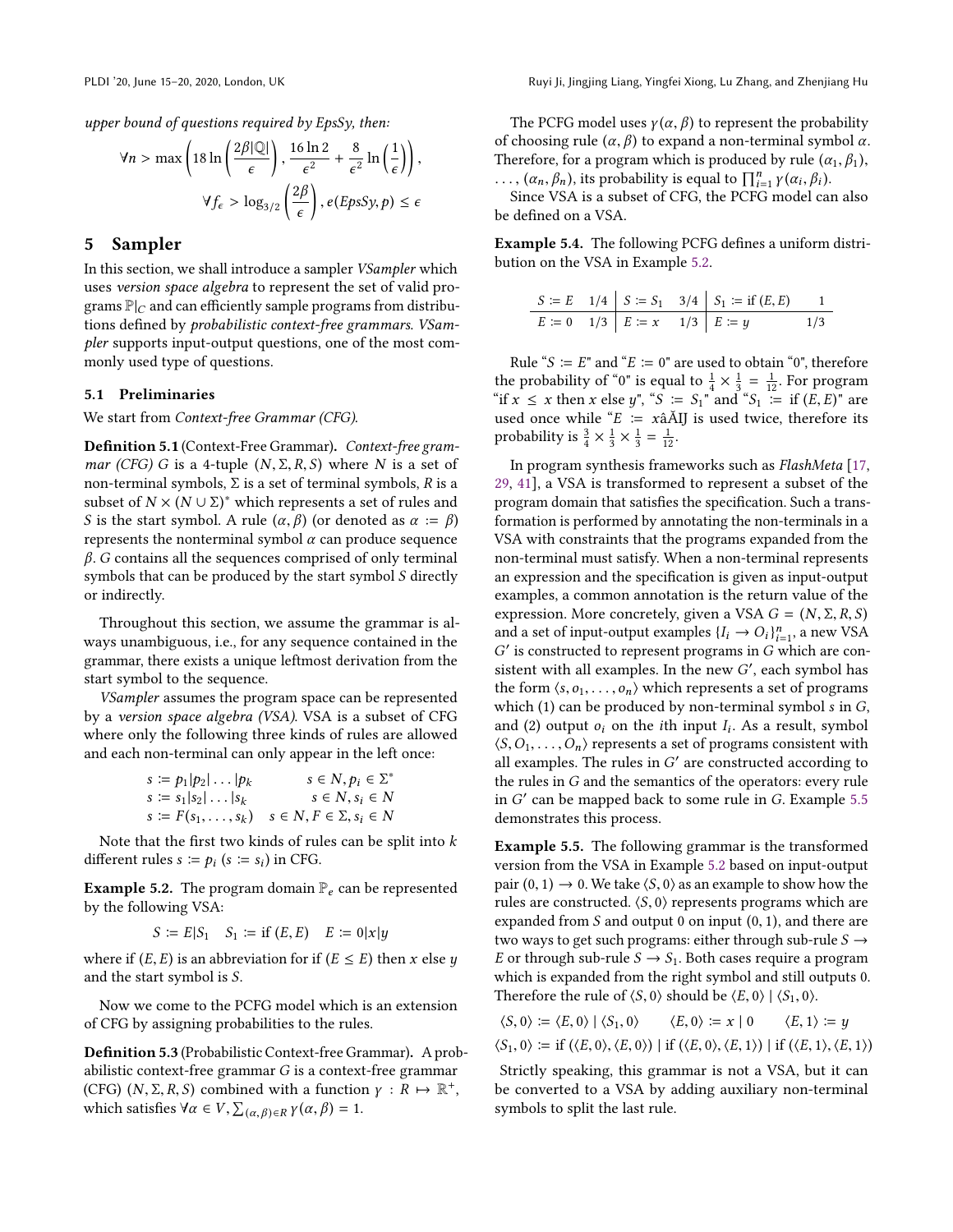upper bound of questions required by EpsSy, then:

$$\forall n > \max\left(18\ln\left(\frac{2\beta|\mathbb{Q}|}{\epsilon}\right), \frac{16\ln 2}{\epsilon^2} + \frac{8}{\epsilon^2}\ln\left(\frac{1}{\epsilon}\right)\right),$$

$$\forall f_\epsilon > \log_{3/2}\left(\frac{2\beta}{\epsilon}\right), e(EpsSy, p) \leq \epsilon$$

## 5 Sampler

In this section, we shall introduce a sampler *VSampler* which uses *version space algebra* to represent the set of valid programs $\mathbb{P}|_C$ and can efficiently sample programs from distributions defined by *probabilistic context-free grammars*. *VSampler* supports input-output questions, one of the most commonly used type of questions.

### 5.1 Preliminaries

We start from *Context-free Grammar (CFG)*.

**Definition 5.1** (Context-Free Grammar). *Context-free grammar (CFG) $G$ is a 4-tuple $(N, \Sigma, R, S)$ where $N$ is a set of non-terminal symbols, $\Sigma$ is a set of terminal symbols, $R$ is a subset of $N \times (N \cup \Sigma)^*$ which represents a set of rules and $S$ is the start symbol. A rule $(\alpha, \beta)$ (or denoted as $\alpha := \beta$) represents the nonterminal symbol $\alpha$ can produce sequence $\beta$. $G$ contains all the sequences comprised of only terminal symbols that can be produced by the start symbol $S$ directly or indirectly.*

Throughout this section, we assume the grammar is always unambiguous, i.e., for any sequence contained in the grammar, there exists a unique leftmost derivation from the start symbol to the sequence.

*VSampler* assumes the program space can be represented by a *version space algebra (VSA)*. VSA is a subset of CFG where only the following three kinds of rules are allowed and each non-terminal can only appear in the left once:

$$s := p_1|p_2|\dots|p_k \qquad s \in N, p_i \in \Sigma^*$$
$$s := s_1|s_2|\dots|s_k \qquad s \in N, s_i \in N$$
$$s := F(s_1, \dots, s_k) \quad s \in N, F \in \Sigma, s_i \in N$$

Note that the first two kinds of rules can be split into $k$ different rules $s := p_i$ ($s := s_i$) in CFG.

**Example 5.2.** The program domain $\mathbb{P}_e$ can be represented by the following VSA:

$$S := E|S_1 \quad S_1 := \text{if}\ (E, E) \quad E := 0|x|y$$

where if $(E, E)$ is an abbreviation for if $(E \leq E)$ then $x$ else $y$ and the start symbol is $S$.

Now we come to the PCFG model which is an extension of CFG by assigning probabilities to the rules.

**Definition 5.3** (Probabilistic Context-free Grammar). A probabilistic context-free grammar $G$ is a context-free grammar (CFG) $(N, \Sigma, R, S)$ combined with a function $\gamma : R \mapsto \mathbb{R}^+$, which satisfies $\forall \alpha \in V, \sum_{(\alpha,\beta)\in R} \gamma(\alpha, \beta) = 1$.

The PCFG model uses $\gamma(\alpha, \beta)$ to represent the probability of choosing rule $(\alpha, \beta)$ to expand a non-terminal symbol $\alpha$. Therefore, for a program which is produced by rule $(\alpha_1, \beta_1)$, $\dots$, $(\alpha_n, \beta_n)$, its probability is equal to $\prod_{i=1}^n \gamma(\alpha_i, \beta_i)$.

Since VSA is a subset of CFG, the PCFG model can also be defined on a VSA.

**Example 5.4.** The following PCFG defines a uniform distribution on the VSA in Example 5.2.

| $S := E$ | $1/4$ | $S := S_1$ | $3/4$ | $S_1 :=$ if $(E, E)$ | $1$ |
|---|---|---|---|---|---|
| $E := 0$ | $1/3$ | $E := x$ | $1/3$ | $E := y$ | $1/3$ |

Rule "$S := E$" and "$E := 0$" are used to obtain "0", therefore the probability of "0" is equal to $\frac{1}{4} \times \frac{1}{3} = \frac{1}{12}$. For program "if $x \leq x$ then $x$ else $y$", "$S := S_1$" and "$S_1 :=$ if $(E, E)$" are used once while "$E := x$âĂİ is used twice, therefore its probability is $\frac{3}{4} \times \frac{1}{3} \times \frac{1}{3} = \frac{1}{12}$.

In program synthesis frameworks such as *FlashMeta* [17, 29, 41], a VSA is transformed to represent a subset of the program domain that satisfies the specification. Such a transformation is performed by annotating the non-terminals in a VSA with constraints that the programs expanded from the non-terminal must satisfy. When a non-terminal represents an expression and the specification is given as input-output examples, a common annotation is the return value of the expression. More concretely, given a VSA $G = (N, \Sigma, R, S)$ and a set of input-output examples $\{I_i \to O_i\}_{i=1}^n$, a new VSA $G'$ is constructed to represent programs in $G$ which are consistent with all examples. In the new $G'$, each symbol has the form $\langle s, o_1, \dots, o_n\rangle$ which represents a set of programs which (1) can be produced by non-terminal symbol $s$ in $G$, and (2) output $o_i$ on the $i$th input $I_i$. As a result, symbol $\langle S, O_1, \dots, O_n\rangle$ represents a set of programs consistent with all examples. The rules in $G'$ are constructed according to the rules in $G$ and the semantics of the operators: every rule in $G'$ can be mapped back to some rule in $G$. Example 5.5 demonstrates this process.

**Example 5.5.** The following grammar is the transformed version from the VSA in Example 5.2 based on input-output pair $(0, 1) \to 0$. We take $\langle S, 0\rangle$ as an example to show how the rules are constructed. $\langle S, 0\rangle$ represents programs which are expanded from $S$ and output 0 on input $(0, 1)$, and there are two ways to get such programs: either through sub-rule $S \to E$ or through sub-rule $S \to S_1$. Both cases require a program which is expanded from the right symbol and still outputs 0. Therefore the rule of $\langle S, 0\rangle$ should be $\langle E, 0\rangle \mid \langle S_1, 0\rangle$.

$$\langle S, 0\rangle := \langle E, 0\rangle \mid \langle S_1, 0\rangle \qquad \langle E, 0\rangle := x \mid 0 \qquad \langle E, 1\rangle := y$$
$$\langle S_1, 0\rangle := \text{if}\ (\langle E, 0\rangle, \langle E, 0\rangle) \mid \text{if}\ (\langle E, 0\rangle, \langle E, 1\rangle) \mid \text{if}\ (\langle E, 1\rangle, \langle E, 1\rangle)$$

Strictly speaking, this grammar is not a VSA, but it can be converted to a VSA by adding auxiliary non-terminal symbols to split the last rule.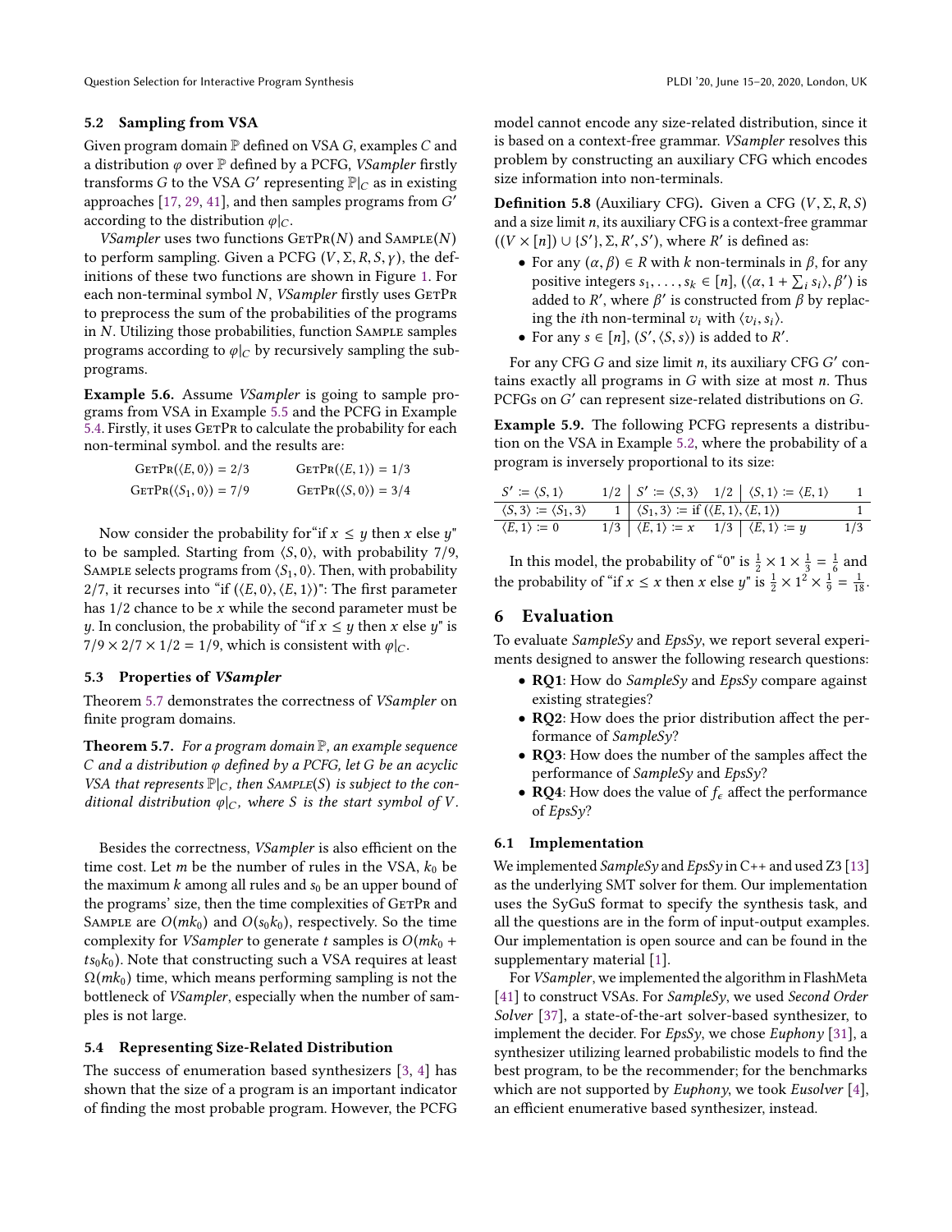### 5.2 Sampling from VSA

Given program domain $\mathbb{P}$ defined on VSA $G$, examples $C$ and a distribution $\varphi$ over $\mathbb{P}$ defined by a PCFG, *VSampler* firstly transforms $G$ to the VSA $G'$ representing $\mathbb{P}|_C$ as in existing approaches [17, 29, 41], and then samples programs from $G'$ according to the distribution $\varphi|_C$.

*VSampler* uses two functions $\textsc{GetPr}(N)$ and $\textsc{Sample}(N)$ to perform sampling. Given a PCFG $(V, \Sigma, R, S, \gamma)$, the definitions of these two functions are shown in Figure 1. For each non-terminal symbol $N$, *VSampler* firstly uses $\textsc{GetPr}$ to preprocess the sum of the probabilities of the programs in $N$. Utilizing those probabilities, function $\textsc{Sample}$ samples programs according to $\varphi|_C$ by recursively sampling the subprograms.

**Example 5.6.** Assume *VSampler* is going to sample programs from VSA in Example 5.5 and the PCFG in Example 5.4. Firstly, it uses $\textsc{GetPr}$ to calculate the probability for each non-terminal symbol. and the results are:

$$\textsc{GetPr}(\langle E, 0\rangle) = 2/3 \qquad \textsc{GetPr}(\langle E, 1\rangle) = 1/3$$
$$\textsc{GetPr}(\langle S_1, 0\rangle) = 7/9 \qquad \textsc{GetPr}(\langle S, 0\rangle) = 3/4$$

Now consider the probability for"if $x \leq y$ then $x$ else $y$" to be sampled. Starting from $\langle S, 0\rangle$, with probability $7/9$, $\textsc{Sample}$ selects programs from $\langle S_1, 0\rangle$. Then, with probability $2/7$, it recurses into "if $(\langle E, 0\rangle, \langle E, 1\rangle)$": The first parameter has $1/2$ chance to be $x$ while the second parameter must be $y$. In conclusion, the probability of "if $x \leq y$ then $x$ else $y$" is $7/9 \times 2/7 \times 1/2 = 1/9$, which is consistent with $\varphi|_C$.

### 5.3 Properties of *VSampler*

Theorem 5.7 demonstrates the correctness of *VSampler* on finite program domains.

**Theorem 5.7.** *For a program domain $\mathbb{P}$, an example sequence $C$ and a distribution $\varphi$ defined by a PCFG, let $G$ be an acyclic VSA that represents $\mathbb{P}|_C$, then $\textsc{Sample}(S)$ is subject to the conditional distribution $\varphi|_C$, where $S$ is the start symbol of $V$.*

Besides the correctness, *VSampler* is also efficient on the time cost. Let $m$ be the number of rules in the VSA, $k_0$ be the maximum $k$ among all rules and $s_0$ be an upper bound of the programs' size, then the time complexities of $\textsc{GetPr}$ and $\textsc{Sample}$ are $O(mk_0)$ and $O(s_0k_0)$, respectively. So the time complexity for *VSampler* to generate $t$ samples is $O(mk_0 + ts_0k_0)$. Note that constructing such a VSA requires at least $\Omega(mk_0)$ time, which means performing sampling is not the bottleneck of *VSampler*, especially when the number of samples is not large.

### 5.4 Representing Size-Related Distribution

The success of enumeration based synthesizers [3, 4] has shown that the size of a program is an important indicator of finding the most probable program. However, the PCFG model cannot encode any size-related distribution, since it is based on a context-free grammar. *VSampler* resolves this problem by constructing an auxiliary CFG which encodes size information into non-terminals.

**Definition 5.8** (Auxiliary CFG)**.** Given a CFG $(V, \Sigma, R, S)$ and a size limit $n$, its auxiliary CFG is a context-free grammar $((V \times [n]) \cup \{S'\}, \Sigma, R', S')$, where $R'$ is defined as:

- For any $(\alpha, \beta) \in R$ with $k$ non-terminals in $\beta$, for any positive integers $s_1, \dots, s_k \in [n]$, $(\langle \alpha, 1 + \sum_i s_i\rangle, \beta')$ is added to $R'$, where $\beta'$ is constructed from $\beta$ by replacing the $i$th non-terminal $v_i$ with $\langle v_i, s_i\rangle$.
- For any $s \in [n]$, $(S', \langle S, s\rangle)$ is added to $R'$.

For any CFG $G$ and size limit $n$, its auxiliary CFG $G'$ contains exactly all programs in $G$ with size at most $n$. Thus PCFGs on $G'$ can represent size-related distributions on $G$.

**Example 5.9.** The following PCFG represents a distribution on the VSA in Example 5.2, where the probability of a program is inversely proportional to its size:

| | | | | | |
|---|---|---|---|---|---|
| $S' := \langle S, 1\rangle$ | $1/2$ | $S' := \langle S, 3\rangle$ | $1/2$ | $\langle S, 1\rangle := \langle E, 1\rangle$ | $1$ |
| $\langle S, 3\rangle := \langle S_1, 3\rangle$ | $1$ | $\langle S_1, 3\rangle :=$ if $(\langle E, 1\rangle, \langle E, 1\rangle)$ | | | $1$ |
| $\langle E, 1\rangle := 0$ | $1/3$ | $\langle E, 1\rangle := x$ | $1/3$ | $\langle E, 1\rangle := y$ | $1/3$ |

In this model, the probability of "0" is $\frac{1}{2} \times 1 \times \frac{1}{3} = \frac{1}{6}$ and the probability of "if $x \leq x$ then $x$ else $y$" is $\frac{1}{2} \times 1^2 \times \frac{1}{9} = \frac{1}{18}$.

## 6 Evaluation

To evaluate *SampleSy* and *EpsSy*, we report several experiments designed to answer the following research questions:

- **RQ1**: How do *SampleSy* and *EpsSy* compare against existing strategies?
- **RQ2**: How does the prior distribution affect the performance of *SampleSy*?
- **RQ3**: How does the number of the samples affect the performance of *SampleSy* and *EpsSy*?
- **RQ4**: How does the value of $f_\epsilon$ affect the performance of *EpsSy*?

### 6.1 Implementation

We implemented *SampleSy* and *EpsSy* in C++ and used Z3 [13] as the underlying SMT solver for them. Our implementation uses the SyGuS format to specify the synthesis task, and all the questions are in the form of input-output examples. Our implementation is open source and can be found in the supplementary material [1].

For *VSampler*, we implemented the algorithm in FlashMeta [41] to construct VSAs. For *SampleSy*, we used *Second Order Solver* [37], a state-of-the-art solver-based synthesizer, to implement the decider. For *EpsSy*, we chose *Euphony* [31], a synthesizer utilizing learned probabilistic models to find the best program, to be the recommender; for the benchmarks which are not supported by *Euphony*, we took *Eusolver* [4], an efficient enumerative based synthesizer, instead.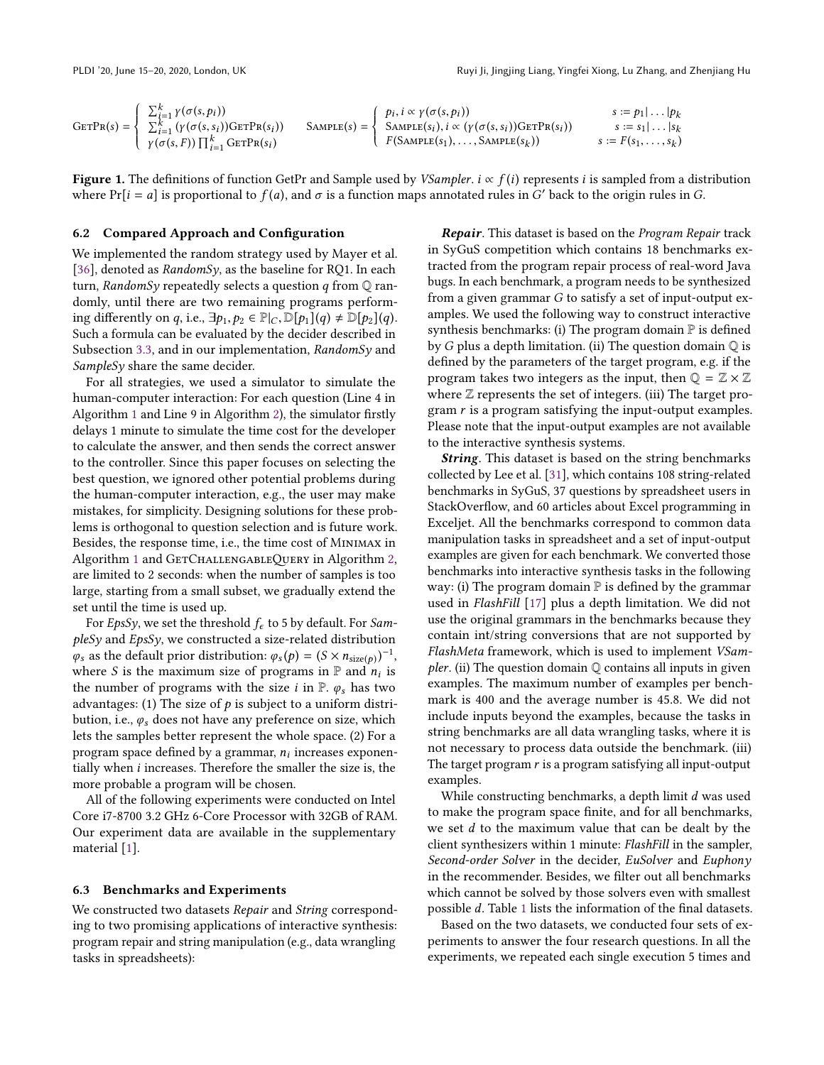$$
\textsc{GetPr}(s) = \begin{cases} \sum_{i=1}^{k} \gamma(\sigma(s, p_i)) \\ \sum_{i=1}^{k} (\gamma(\sigma(s, s_i))\textsc{GetPr}(s_i)) \\ \gamma(\sigma(s, F)) \prod_{i=1}^{k} \textsc{GetPr}(s_i) \end{cases} \qquad \textsc{Sample}(s) = \begin{cases} p_i, i \propto \gamma(\sigma(s, p_i)) & s := p_1 | \dots | p_k \\ \textsc{Sample}(s_i), i \propto (\gamma(\sigma(s, s_i))\textsc{GetPr}(s_i)) & s := s_1 | \dots | s_k \\ F(\textsc{Sample}(s_1), \dots, \textsc{Sample}(s_k)) & s := F(s_1, \dots, s_k) \end{cases}
$$

**Figure 1.** The definitions of function GetPr and Sample used by *VSampler*. $i \propto f(i)$ represents $i$ is sampled from a distribution where $\Pr[i = a]$ is proportional to $f(a)$, and $\sigma$ is a function maps annotated rules in $G'$ back to the origin rules in $G$.

### 6.2 Compared Approach and Configuration

We implemented the random strategy used by Mayer et al. [36], denoted as *RandomSy*, as the baseline for RQ1. In each turn, *RandomSy* repeatedly selects a question $q$ from $\mathbb{Q}$ randomly, until there are two remaining programs performing differently on $q$, i.e., $\exists p_1, p_2 \in \mathbb{P}|_C, \mathbb{D}[p_1](q) \neq \mathbb{D}[p_2](q)$. Such a formula can be evaluated by the decider described in Subsection 3.3, and in our implementation, *RandomSy* and *SampleSy* share the same decider.

For all strategies, we used a simulator to simulate the human-computer interaction: For each question (Line 4 in Algorithm 1 and Line 9 in Algorithm 2), the simulator firstly delays 1 minute to simulate the time cost for the developer to calculate the answer, and then sends the correct answer to the controller. Since this paper focuses on selecting the best question, we ignored other potential problems during the human-computer interaction, e.g., the user may make mistakes, for simplicity. Designing solutions for these problems is orthogonal to question selection and is future work. Besides, the response time, i.e., the time cost of Minimax in Algorithm 1 and GetChallengableQuery in Algorithm 2, are limited to 2 seconds: when the number of samples is too large, starting from a small subset, we gradually extend the set until the time is used up.

For *EpsSy*, we set the threshold $f_\epsilon$ to 5 by default. For *SampleSy* and *EpsSy*, we constructed a size-related distribution $\varphi_s$ as the default prior distribution: $\varphi_s(p) = (S \times n_{\text{size}(p)})^{-1}$, where $S$ is the maximum size of programs in $\mathbb{P}$ and $n_i$ is the number of programs with the size $i$ in $\mathbb{P}$. $\varphi_s$ has two advantages: (1) The size of $p$ is subject to a uniform distribution, i.e., $\varphi_s$ does not have any preference on size, which lets the samples better represent the whole space. (2) For a program space defined by a grammar, $n_i$ increases exponentially when $i$ increases. Therefore the smaller the size is, the more probable a program will be chosen.

All of the following experiments were conducted on Intel Core i7-8700 3.2 GHz 6-Core Processor with 32GB of RAM. Our experiment data are available in the supplementary material [1].

### 6.3 Benchmarks and Experiments

We constructed two datasets *Repair* and *String* corresponding to two promising applications of interactive synthesis: program repair and string manipulation (e.g., data wrangling tasks in spreadsheets):

***Repair***. This dataset is based on the *Program Repair* track in SyGuS competition which contains 18 benchmarks extracted from the program repair process of real-word Java bugs. In each benchmark, a program needs to be synthesized from a given grammar $G$ to satisfy a set of input-output examples. We used the following way to construct interactive synthesis benchmarks: (i) The program domain $\mathbb{P}$ is defined by $G$ plus a depth limitation. (ii) The question domain $\mathbb{Q}$ is defined by the parameters of the target program, e.g. if the program takes two integers as the input, then $\mathbb{Q} = \mathbb{Z} \times \mathbb{Z}$ where $\mathbb{Z}$ represents the set of integers. (iii) The target program $r$ is a program satisfying the input-output examples. Please note that the input-output examples are not available to the interactive synthesis systems.

***String***. This dataset is based on the string benchmarks collected by Lee et al. [31], which contains 108 string-related benchmarks in SyGuS, 37 questions by spreadsheet users in StackOverflow, and 60 articles about Excel programming in Exceljet. All the benchmarks correspond to common data manipulation tasks in spreadsheet and a set of input-output examples are given for each benchmark. We converted those benchmarks into interactive synthesis tasks in the following way: (i) The program domain $\mathbb{P}$ is defined by the grammar used in *FlashFill* [17] plus a depth limitation. We did not use the original grammars in the benchmarks because they contain int/string conversions that are not supported by *FlashMeta* framework, which is used to implement *VSampler*. (ii) The question domain $\mathbb{Q}$ contains all inputs in given examples. The maximum number of examples per benchmark is 400 and the average number is 45.8. We did not include inputs beyond the examples, because the tasks in string benchmarks are all data wrangling tasks, where it is not necessary to process data outside the benchmark. (iii) The target program $r$ is a program satisfying all input-output examples.

While constructing benchmarks, a depth limit $d$ was used to make the program space finite, and for all benchmarks, we set $d$ to the maximum value that can be dealt by the client synthesizers within 1 minute: *FlashFill* in the sampler, *Second-order Solver* in the decider, *EuSolver* and *Euphony* in the recommender. Besides, we filter out all benchmarks which cannot be solved by those solvers even with smallest possible $d$. Table 1 lists the information of the final datasets.

Based on the two datasets, we conducted four sets of experiments to answer the four research questions. In all the experiments, we repeated each single execution 5 times and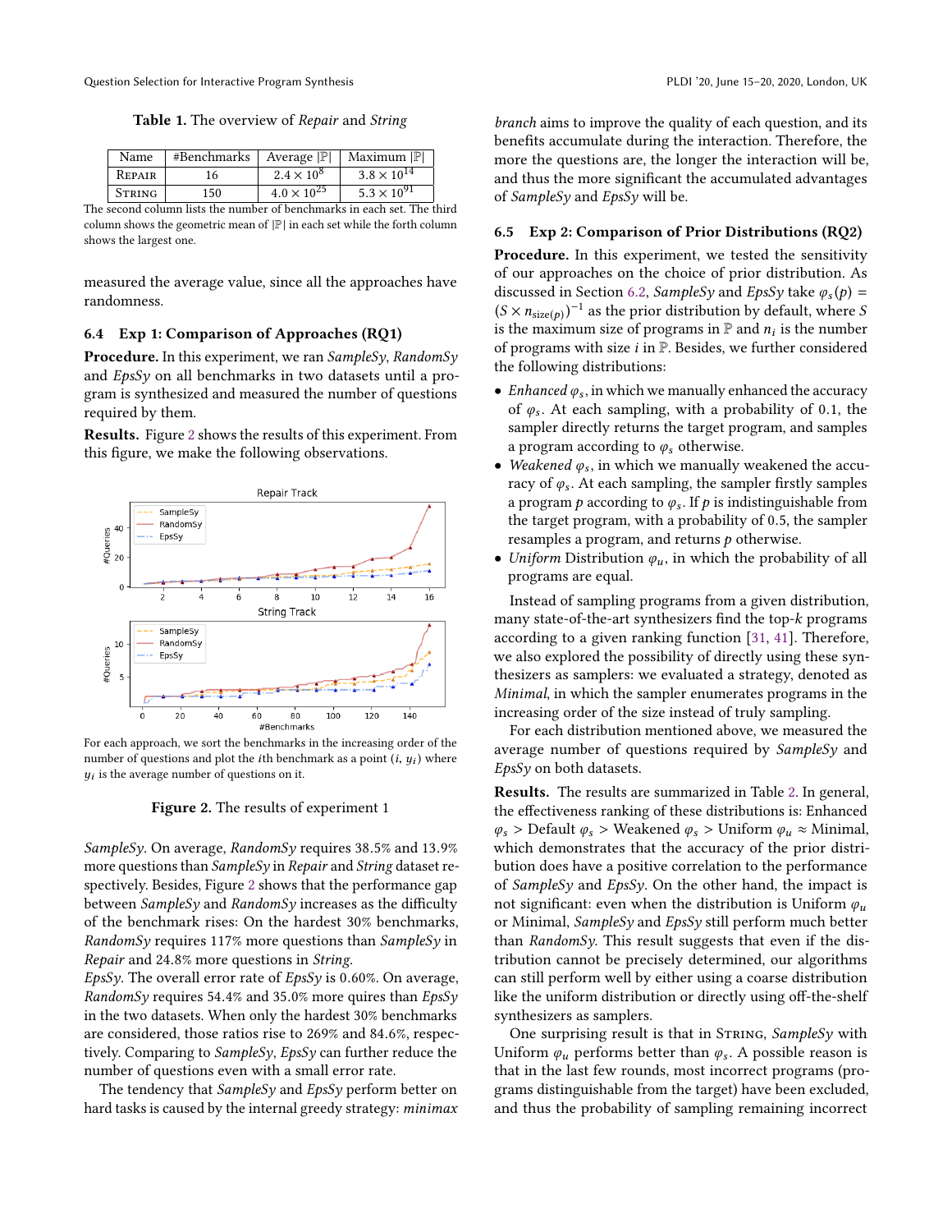**Table 1.** The overview of *Repair* and *String*

| Name | #Benchmarks | Average $|\mathbb{P}|$ | Maximum $|\mathbb{P}|$ |
|---|---|---|---|
| Repair | 16 | $2.4 \times 10^{8}$ | $3.8 \times 10^{14}$ |
| String | 150 | $4.0 \times 10^{25}$ | $5.3 \times 10^{91}$ |

The second column lists the number of benchmarks in each set. The third column shows the geometric mean of $|\mathbb{P}|$ in each set while the forth column shows the largest one.

measured the average value, since all the approaches have randomness.

### 6.4 Exp 1: Comparison of Approaches (RQ1)

**Procedure.** In this experiment, we ran *SampleSy*, *RandomSy* and *EpsSy* on all benchmarks in two datasets until a program is synthesized and measured the number of questions required by them.

**Results.** Figure 2 shows the results of this experiment. From this figure, we make the following observations.

For each approach, we sort the benchmarks in the increasing order of the number of questions and plot the $i$th benchmark as a point $(i, y_i)$ where $y_i$ is the average number of questions on it.

**Figure 2.** The results of experiment 1

*SampleSy*. On average, *RandomSy* requires 38.5% and 13.9% more questions than *SampleSy* in *Repair* and *String* dataset respectively. Besides, Figure 2 shows that the performance gap between *SampleSy* and *RandomSy* increases as the difficulty of the benchmark rises: On the hardest 30% benchmarks, *RandomSy* requires 117% more questions than *SampleSy* in *Repair* and 24.8% more questions in *String*.

*EpsSy*. The overall error rate of *EpsSy* is 0.60%. On average, *RandomSy* requires 54.4% and 35.0% more quires than *EpsSy* in the two datasets. When only the hardest 30% benchmarks are considered, those ratios rise to 269% and 84.6%, respectively. Comparing to *SampleSy*, *EpsSy* can further reduce the number of questions even with a small error rate.

The tendency that *SampleSy* and *EpsSy* perform better on hard tasks is caused by the internal greedy strategy: *minimax branch* aims to improve the quality of each question, and its benefits accumulate during the interaction. Therefore, the more the questions are, the longer the interaction will be, and thus the more significant the accumulated advantages of *SampleSy* and *EpsSy* will be.

### 6.5 Exp 2: Comparison of Prior Distributions (RQ2)

**Procedure.** In this experiment, we tested the sensitivity of our approaches on the choice of prior distribution. As discussed in Section 6.2, *SampleSy* and *EpsSy* take $\varphi_s(p) = (S \times n_{\text{size}(p)})^{-1}$ as the prior distribution by default, where $S$ is the maximum size of programs in $\mathbb{P}$ and $n_i$ is the number of programs with size $i$ in $\mathbb{P}$. Besides, we further considered the following distributions:

- *Enhanced* $\varphi_s$, in which we manually enhanced the accuracy of $\varphi_s$. At each sampling, with a probability of 0.1, the sampler directly returns the target program, and samples a program according to $\varphi_s$ otherwise.
- *Weakened* $\varphi_s$, in which we manually weakened the accuracy of $\varphi_s$. At each sampling, the sampler firstly samples a program $p$ according to $\varphi_s$. If $p$ is indistinguishable from the target program, with a probability of 0.5, the sampler resamples a program, and returns $p$ otherwise.
- *Uniform* Distribution $\varphi_u$, in which the probability of all programs are equal.

Instead of sampling programs from a given distribution, many state-of-the-art synthesizers find the top-$k$ programs according to a given ranking function [31, 41]. Therefore, we also explored the possibility of directly using these synthesizers as samplers: we evaluated a strategy, denoted as *Minimal*, in which the sampler enumerates programs in the increasing order of the size instead of truly sampling.

For each distribution mentioned above, we measured the average number of questions required by *SampleSy* and *EpsSy* on both datasets.

**Results.** The results are summarized in Table 2. In general, the effectiveness ranking of these distributions is: Enhanced $\varphi_s$ > Default $\varphi_s$ > Weakened $\varphi_s$ > Uniform $\varphi_u \approx$ Minimal, which demonstrates that the accuracy of the prior distribution does have a positive correlation to the performance of *SampleSy* and *EpsSy*. On the other hand, the impact is not significant: even when the distribution is Uniform $\varphi_u$ or Minimal, *SampleSy* and *EpsSy* still perform much better than *RandomSy*. This result suggests that even if the distribution cannot be precisely determined, our algorithms can still perform well by either using a coarse distribution like the uniform distribution or directly using off-the-shelf synthesizers as samplers.

One surprising result is that in String, *SampleSy* with Uniform $\varphi_u$ performs better than $\varphi_s$. A possible reason is that in the last few rounds, most incorrect programs (programs distinguishable from the target) have been excluded, and thus the probability of sampling remaining incorrect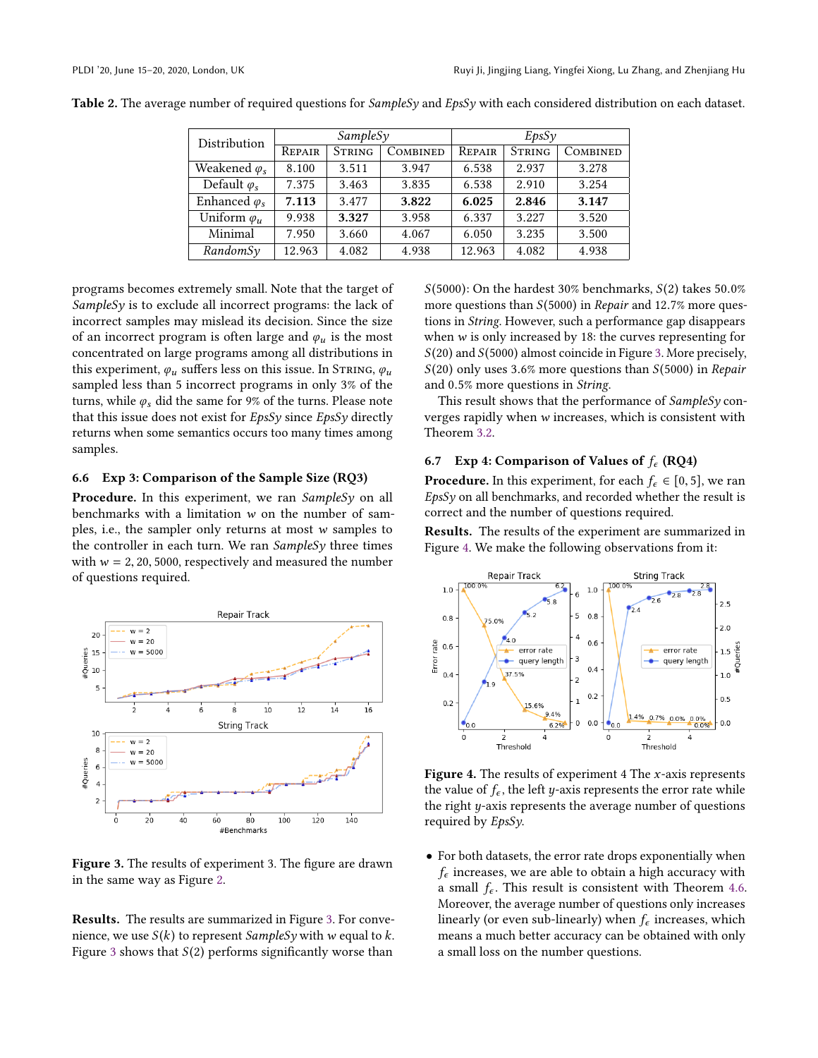**Table 2.** The average number of required questions for *SampleSy* and *EpsSy* with each considered distribution on each dataset.

| Distribution | *SampleSy* | | | *EpsSy* | | |
|---|---|---|---|---|---|---|
| | Repair | String | Combined | Repair | String | Combined |
| Weakened $\varphi_s$ | 8.100 | 3.511 | 3.947 | 6.538 | 2.937 | 3.278 |
| Default $\varphi_s$ | 7.375 | 3.463 | 3.835 | 6.538 | 2.910 | 3.254 |
| Enhanced $\varphi_s$ | **7.113** | 3.477 | **3.822** | **6.025** | **2.846** | **3.147** |
| Uniform $\varphi_u$ | 9.938 | **3.327** | 3.958 | 6.337 | 3.227 | 3.520 |
| Minimal | 7.950 | 3.660 | 4.067 | 6.050 | 3.235 | 3.500 |
| *RandomSy* | 12.963 | 4.082 | 4.938 | 12.963 | 4.082 | 4.938 |

programs becomes extremely small. Note that the target of *SampleSy* is to exclude all incorrect programs: the lack of incorrect samples may mislead its decision. Since the size of an incorrect program is often large and $\varphi_u$ is the most concentrated on large programs among all distributions in this experiment, $\varphi_u$ suffers less on this issue. In String, $\varphi_u$ sampled less than 5 incorrect programs in only 3% of the turns, while $\varphi_s$ did the same for 9% of the turns. Please note that this issue does not exist for *EpsSy* since *EpsSy* directly returns when some semantics occurs too many times among samples.

### 6.6 Exp 3: Comparison of the Sample Size (RQ3)

**Procedure.** In this experiment, we ran *SampleSy* on all benchmarks with a limitation $w$ on the number of samples, i.e., the sampler only returns at most $w$ samples to the controller in each turn. We ran *SampleSy* three times with $w = 2, 20, 5000$, respectively and measured the number of questions required.

**Figure 3.** The results of experiment 3. The figure are drawn in the same way as Figure 2.

**Results.** The results are summarized in Figure 3. For convenience, we use $S(k)$ to represent *SampleSy* with $w$ equal to $k$. Figure 3 shows that $S(2)$ performs significantly worse than $S(5000)$: On the hardest 30% benchmarks, $S(2)$ takes 50.0% more questions than $S(5000)$ in *Repair* and 12.7% more questions in *String*. However, such a performance gap disappears when $w$ is only increased by 18: the curves representing for $S(20)$ and $S(5000)$ almost coincide in Figure 3. More precisely, $S(20)$ only uses 3.6% more questions than $S(5000)$ in *Repair* and 0.5% more questions in *String*.

This result shows that the performance of *SampleSy* converges rapidly when $w$ increases, which is consistent with Theorem 3.2.

### 6.7 Exp 4: Comparison of Values of $f_\epsilon$ (RQ4)

**Procedure.** In this experiment, for each $f_\epsilon \in [0, 5]$, we ran *EpsSy* on all benchmarks, and recorded whether the result is correct and the number of questions required.

**Results.** The results of the experiment are summarized in Figure 4. We make the following observations from it:

**Figure 4.** The results of experiment 4 The $x$-axis represents the value of $f_\epsilon$, the left $y$-axis represents the error rate while the right $y$-axis represents the average number of questions required by *EpsSy*.

- For both datasets, the error rate drops exponentially when $f_\epsilon$ increases, we are able to obtain a high accuracy with a small $f_\epsilon$. This result is consistent with Theorem 4.6. Moreover, the average number of questions only increases linearly (or even sub-linearly) when $f_\epsilon$ increases, which means a much better accuracy can be obtained with only a small loss on the number questions.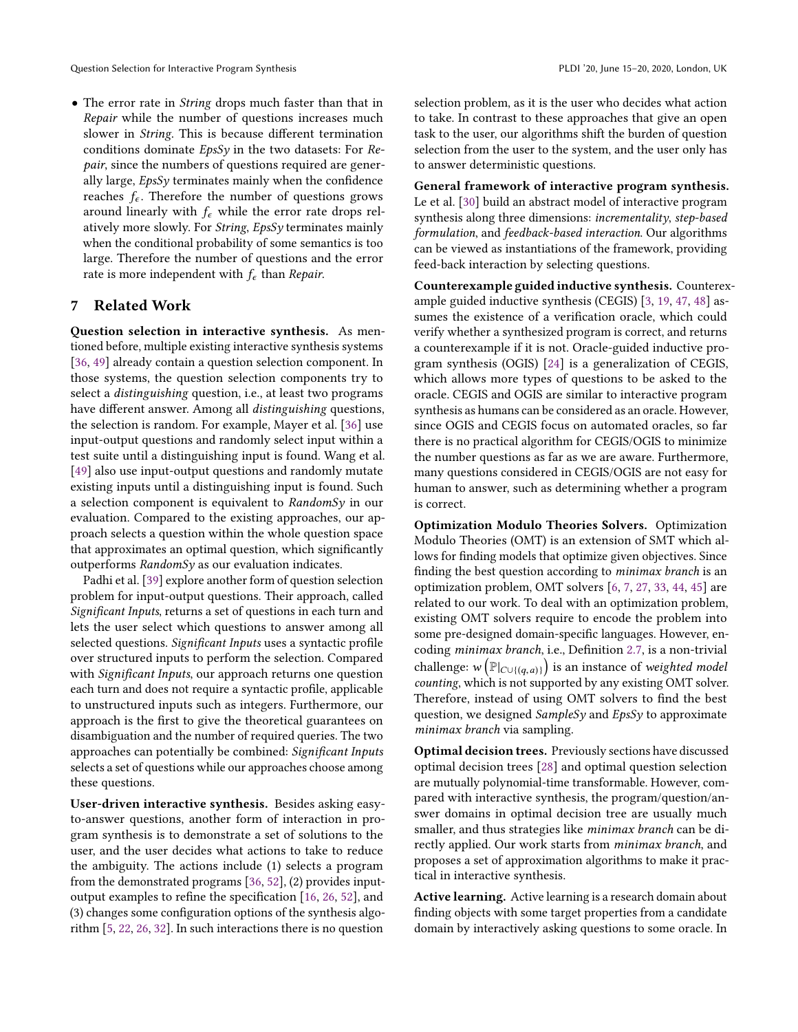- The error rate in *String* drops much faster than that in *Repair* while the number of questions increases much slower in *String*. This is because different termination conditions dominate *EpsSy* in the two datasets: For *Repair*, since the numbers of questions required are generally large, *EpsSy* terminates mainly when the confidence reaches $f_\epsilon$. Therefore the number of questions grows around linearly with $f_\epsilon$ while the error rate drops relatively more slowly. For *String*, *EpsSy* terminates mainly when the conditional probability of some semantics is too large. Therefore the number of questions and the error rate is more independent with $f_\epsilon$ than *Repair*.

## 7 Related Work

**Question selection in interactive synthesis.** As mentioned before, multiple existing interactive synthesis systems [36, 49] already contain a question selection component. In those systems, the question selection components try to select a *distinguishing* question, i.e., at least two programs have different answer. Among all *distinguishing* questions, the selection is random. For example, Mayer et al. [36] use input-output questions and randomly select input within a test suite until a distinguishing input is found. Wang et al. [49] also use input-output questions and randomly mutate existing inputs until a distinguishing input is found. Such a selection component is equivalent to *RandomSy* in our evaluation. Compared to the existing approaches, our approach selects a question within the whole question space that approximates an optimal question, which significantly outperforms *RandomSy* as our evaluation indicates.

Padhi et al. [39] explore another form of question selection problem for input-output questions. Their approach, called *Significant Inputs*, returns a set of questions in each turn and lets the user select which questions to answer among all selected questions. *Significant Inputs* uses a syntactic profile over structured inputs to perform the selection. Compared with *Significant Inputs*, our approach returns one question each turn and does not require a syntactic profile, applicable to unstructured inputs such as integers. Furthermore, our approach is the first to give the theoretical guarantees on disambiguation and the number of required queries. The two approaches can potentially be combined: *Significant Inputs* selects a set of questions while our approaches choose among these questions.

**User-driven interactive synthesis.** Besides asking easy-to-answer questions, another form of interaction in program synthesis is to demonstrate a set of solutions to the user, and the user decides what actions to take to reduce the ambiguity. The actions include (1) selects a program from the demonstrated programs [36, 52], (2) provides input-output examples to refine the specification [16, 26, 52], and (3) changes some configuration options of the synthesis algorithm [5, 22, 26, 32]. In such interactions there is no question selection problem, as it is the user who decides what action to take. In contrast to these approaches that give an open task to the user, our algorithms shift the burden of question selection from the user to the system, and the user only has to answer deterministic questions.

**General framework of interactive program synthesis.** Le et al. [30] build an abstract model of interactive program synthesis along three dimensions: *incrementality*, *step-based formulation*, and *feedback-based interaction*. Our algorithms can be viewed as instantiations of the framework, providing feed-back interaction by selecting questions.

**Counterexample guided inductive synthesis.** Counterexample guided inductive synthesis (CEGIS) [3, 19, 47, 48] assumes the existence of a verification oracle, which could verify whether a synthesized program is correct, and returns a counterexample if it is not. Oracle-guided inductive program synthesis (OGIS) [24] is a generalization of CEGIS, which allows more types of questions to be asked to the oracle. CEGIS and OGIS are similar to interactive program synthesis as humans can be considered as an oracle. However, since OGIS and CEGIS focus on automated oracles, so far there is no practical algorithm for CEGIS/OGIS to minimize the number questions as far as we are aware. Furthermore, many questions considered in CEGIS/OGIS are not easy for human to answer, such as determining whether a program is correct.

**Optimization Modulo Theories Solvers.** Optimization Modulo Theories (OMT) is an extension of SMT which allows for finding models that optimize given objectives. Since finding the best question according to *minimax branch* is an optimization problem, OMT solvers [6, 7, 27, 33, 44, 45] are related to our work. To deal with an optimization problem, existing OMT solvers require to encode the problem into some pre-designed domain-specific languages. However, encoding *minimax branch*, i.e., Definition 2.7, is a non-trivial challenge: $w\left(\mathbb{P}|_{C\cup\{(q,a)\}}\right)$ is an instance of *weighted model counting*, which is not supported by any existing OMT solver. Therefore, instead of using OMT solvers to find the best question, we designed *SampleSy* and *EpsSy* to approximate *minimax branch* via sampling.

**Optimal decision trees.** Previously sections have discussed optimal decision trees [28] and optimal question selection are mutually polynomial-time transformable. However, compared with interactive synthesis, the program/question/answer domains in optimal decision tree are usually much smaller, and thus strategies like *minimax branch* can be directly applied. Our work starts from *minimax branch*, and proposes a set of approximation algorithms to make it practical in interactive synthesis.

**Active learning.** Active learning is a research domain about finding objects with some target properties from a candidate domain by interactively asking questions to some oracle. In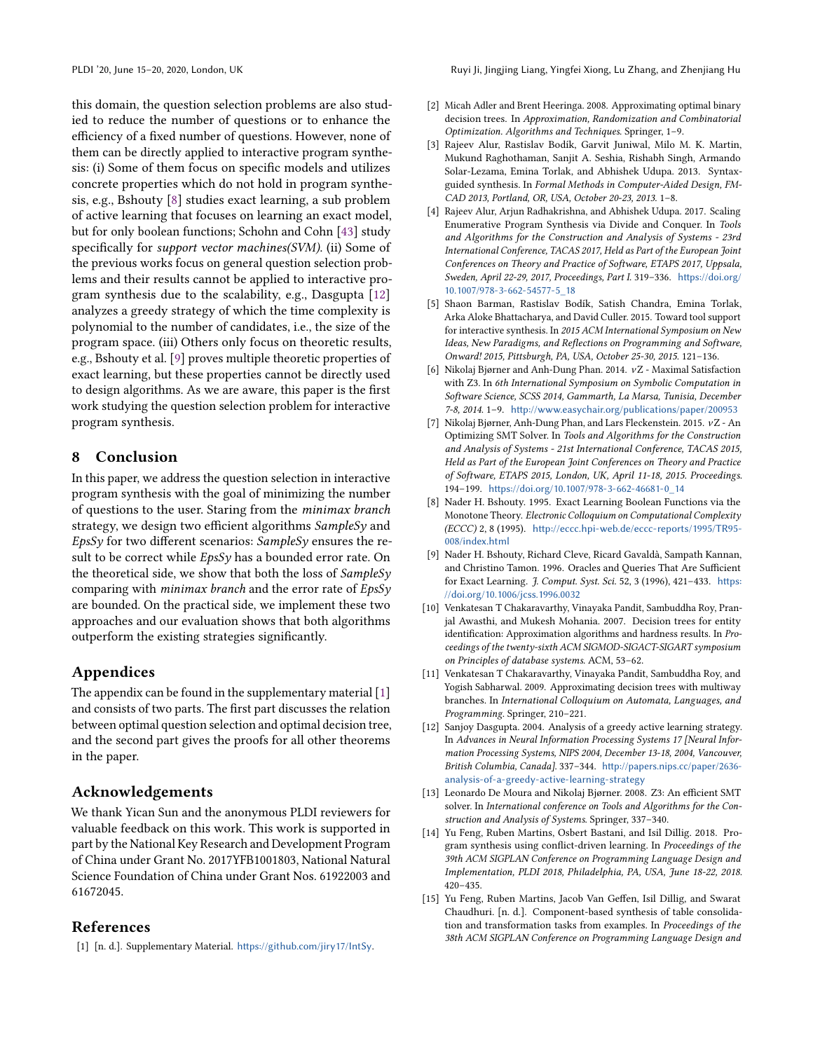this domain, the question selection problems are also studied to reduce the number of questions or to enhance the efficiency of a fixed number of questions. However, none of them can be directly applied to interactive program synthesis: (i) Some of them focus on specific models and utilizes concrete properties which do not hold in program synthesis, e.g., Bshouty [8] studies exact learning, a sub problem of active learning that focuses on learning an exact model, but for only boolean functions; Schohn and Cohn [43] study specifically for *support vector machines(SVM)*. (ii) Some of the previous works focus on general question selection problems and their results cannot be applied to interactive program synthesis due to the scalability, e.g., Dasgupta [12] analyzes a greedy strategy of which the time complexity is polynomial to the number of candidates, i.e., the size of the program space. (iii) Others only focus on theoretic results, e.g., Bshouty et al. [9] proves multiple theoretic properties of exact learning, but these properties cannot be directly used to design algorithms. As we are aware, this paper is the first work studying the question selection problem for interactive program synthesis.

## 8 Conclusion

In this paper, we address the question selection in interactive program synthesis with the goal of minimizing the number of questions to the user. Staring from the *minimax branch* strategy, we design two efficient algorithms *SampleSy* and *EpsSy* for two different scenarios: *SampleSy* ensures the result to be correct while *EpsSy* has a bounded error rate. On the theoretical side, we show that both the loss of *SampleSy* comparing with *minimax branch* and the error rate of *EpsSy* are bounded. On the practical side, we implement these two approaches and our evaluation shows that both algorithms outperform the existing strategies significantly.

## Appendices

The appendix can be found in the supplementary material [1] and consists of two parts. The first part discusses the relation between optimal question selection and optimal decision tree, and the second part gives the proofs for all other theorems in the paper.

## Acknowledgements

We thank Yican Sun and the anonymous PLDI reviewers for valuable feedback on this work. This work is supported in part by the National Key Research and Development Program of China under Grant No. 2017YFB1001803, National Natural Science Foundation of China under Grant Nos. 61922003 and 61672045.

## References

[1] [n. d.]. Supplementary Material. https://github.com/jiry17/IntSy.

[2] Micah Adler and Brent Heeringa. 2008. Approximating optimal binary decision trees. In *Approximation, Randomization and Combinatorial Optimization. Algorithms and Techniques*. Springer, 1–9.

[3] Rajeev Alur, Rastislav Bodík, Garvit Juniwal, Milo M. K. Martin, Mukund Raghothaman, Sanjit A. Seshia, Rishabh Singh, Armando Solar-Lezama, Emina Torlak, and Abhishek Udupa. 2013. Syntax-guided synthesis. In *Formal Methods in Computer-Aided Design, FMCAD 2013, Portland, OR, USA, October 20-23, 2013*. 1–8.

[4] Rajeev Alur, Arjun Radhakrishna, and Abhishek Udupa. 2017. Scaling Enumerative Program Synthesis via Divide and Conquer. In *Tools and Algorithms for the Construction and Analysis of Systems - 23rd International Conference, TACAS 2017, Held as Part of the European Joint Conferences on Theory and Practice of Software, ETAPS 2017, Uppsala, Sweden, April 22-29, 2017, Proceedings, Part I*. 319–336. https://doi.org/10.1007/978-3-662-54577-5_18

[5] Shaon Barman, Rastislav Bodík, Satish Chandra, Emina Torlak, Arka Aloke Bhattacharya, and David Culler. 2015. Toward tool support for interactive synthesis. In *2015 ACM International Symposium on New Ideas, New Paradigms, and Reflections on Programming and Software, Onward! 2015, Pittsburgh, PA, USA, October 25-30, 2015*. 121–136.

[6] Nikolaj Bjørner and Anh-Dung Phan. 2014. $\nu$Z - Maximal Satisfaction with Z3. In *6th International Symposium on Symbolic Computation in Software Science, SCSS 2014, Gammarth, La Marsa, Tunisia, December 7-8, 2014*. 1–9. http://www.easychair.org/publications/paper/200953

[7] Nikolaj Bjørner, Anh-Dung Phan, and Lars Fleckenstein. 2015. $\nu$Z - An Optimizing SMT Solver. In *Tools and Algorithms for the Construction and Analysis of Systems - 21st International Conference, TACAS 2015, Held as Part of the European Joint Conferences on Theory and Practice of Software, ETAPS 2015, London, UK, April 11-18, 2015. Proceedings*. 194–199. https://doi.org/10.1007/978-3-662-46681-0_14

[8] Nader H. Bshouty. 1995. Exact Learning Boolean Functions via the Monotone Theory. *Electronic Colloquium on Computational Complexity (ECCC)* 2, 8 (1995). http://eccc.hpi-web.de/eccc-reports/1995/TR95-008/index.html

[9] Nader H. Bshouty, Richard Cleve, Ricard Gavaldà, Sampath Kannan, and Christino Tamon. 1996. Oracles and Queries That Are Sufficient for Exact Learning. *J. Comput. Syst. Sci.* 52, 3 (1996), 421–433. https://doi.org/10.1006/jcss.1996.0032

[10] Venkatesan T Chakaravarthy, Vinayaka Pandit, Sambuddha Roy, Pranjal Awasthi, and Mukesh Mohania. 2007. Decision trees for entity identification: Approximation algorithms and hardness results. In *Proceedings of the twenty-sixth ACM SIGMOD-SIGACT-SIGART symposium on Principles of database systems*. ACM, 53–62.

[11] Venkatesan T Chakaravarthy, Vinayaka Pandit, Sambuddha Roy, and Yogish Sabharwal. 2009. Approximating decision trees with multiway branches. In *International Colloquium on Automata, Languages, and Programming*. Springer, 210–221.

[12] Sanjoy Dasgupta. 2004. Analysis of a greedy active learning strategy. In *Advances in Neural Information Processing Systems 17 [Neural Information Processing Systems, NIPS 2004, December 13-18, 2004, Vancouver, British Columbia, Canada]*. 337–344. http://papers.nips.cc/paper/2636-analysis-of-a-greedy-active-learning-strategy

[13] Leonardo De Moura and Nikolaj Bjørner. 2008. Z3: An efficient SMT solver. In *International conference on Tools and Algorithms for the Construction and Analysis of Systems*. Springer, 337–340.

[14] Yu Feng, Ruben Martins, Osbert Bastani, and Isil Dillig. 2018. Program synthesis using conflict-driven learning. In *Proceedings of the 39th ACM SIGPLAN Conference on Programming Language Design and Implementation, PLDI 2018, Philadelphia, PA, USA, June 18-22, 2018*. 420–435.

[15] Yu Feng, Ruben Martins, Jacob Van Geffen, Isil Dillig, and Swarat Chaudhuri. [n. d.]. Component-based synthesis of table consolidation and transformation tasks from examples. In *Proceedings of the 38th ACM SIGPLAN Conference on Programming Language Design and*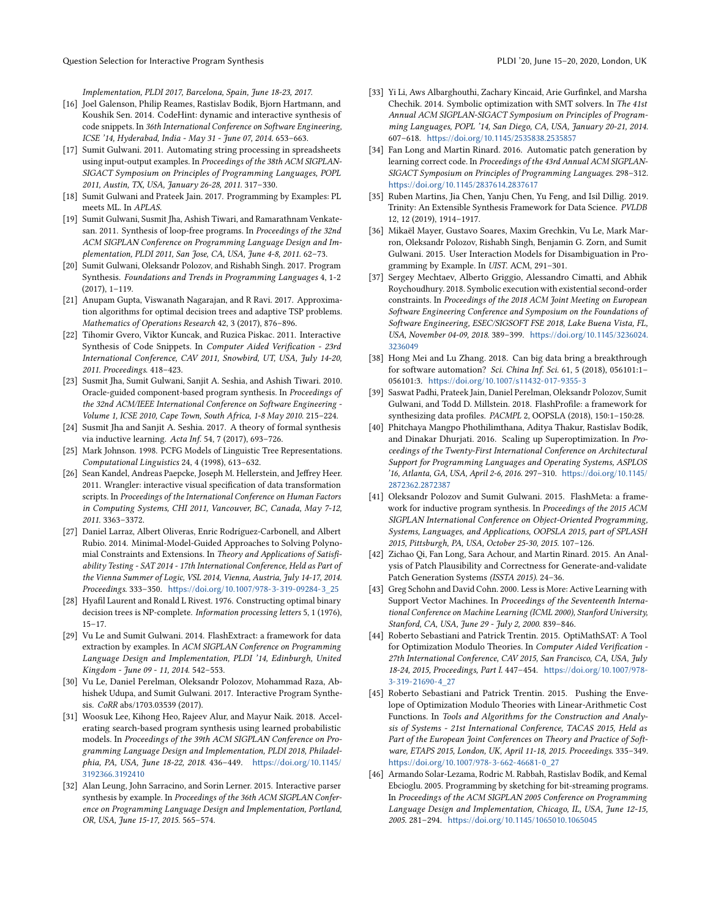*Implementation, PLDI 2017, Barcelona, Spain, June 18-23, 2017.*

[16] Joel Galenson, Philip Reames, Rastislav Bodik, Bjorn Hartmann, and Koushik Sen. 2014. CodeHint: dynamic and interactive synthesis of code snippets. In *36th International Conference on Software Engineering, ICSE '14, Hyderabad, India - May 31 - June 07, 2014.* 653–663.

[17] Sumit Gulwani. 2011. Automating string processing in spreadsheets using input-output examples. In *Proceedings of the 38th ACM SIGPLAN-SIGACT Symposium on Principles of Programming Languages, POPL 2011, Austin, TX, USA, January 26-28, 2011.* 317–330.

[18] Sumit Gulwani and Prateek Jain. 2017. Programming by Examples: PL meets ML. In *APLAS*.

[19] Sumit Gulwani, Susmit Jha, Ashish Tiwari, and Ramarathnam Venkatesan. 2011. Synthesis of loop-free programs. In *Proceedings of the 32nd ACM SIGPLAN Conference on Programming Language Design and Implementation, PLDI 2011, San Jose, CA, USA, June 4-8, 2011.* 62–73.

[20] Sumit Gulwani, Oleksandr Polozov, and Rishabh Singh. 2017. Program Synthesis. *Foundations and Trends in Programming Languages* 4, 1-2 (2017), 1–119.

[21] Anupam Gupta, Viswanath Nagarajan, and R Ravi. 2017. Approximation algorithms for optimal decision trees and adaptive TSP problems. *Mathematics of Operations Research* 42, 3 (2017), 876–896.

[22] Tihomir Gvero, Viktor Kuncak, and Ruzica Piskac. 2011. Interactive Synthesis of Code Snippets. In *Computer Aided Verification - 23rd International Conference, CAV 2011, Snowbird, UT, USA, July 14-20, 2011. Proceedings.* 418–423.

[23] Susmit Jha, Sumit Gulwani, Sanjit A. Seshia, and Ashish Tiwari. 2010. Oracle-guided component-based program synthesis. In *Proceedings of the 32nd ACM/IEEE International Conference on Software Engineering - Volume 1, ICSE 2010, Cape Town, South Africa, 1-8 May 2010.* 215–224.

[24] Susmit Jha and Sanjit A. Seshia. 2017. A theory of formal synthesis via inductive learning. *Acta Inf.* 54, 7 (2017), 693–726.

[25] Mark Johnson. 1998. PCFG Models of Linguistic Tree Representations. *Computational Linguistics* 24, 4 (1998), 613–632.

[26] Sean Kandel, Andreas Paepcke, Joseph M. Hellerstein, and Jeffrey Heer. 2011. Wrangler: interactive visual specification of data transformation scripts. In *Proceedings of the International Conference on Human Factors in Computing Systems, CHI 2011, Vancouver, BC, Canada, May 7-12, 2011.* 3363–3372.

[27] Daniel Larraz, Albert Oliveras, Enric Rodríguez-Carbonell, and Albert Rubio. 2014. Minimal-Model-Guided Approaches to Solving Polynomial Constraints and Extensions. In *Theory and Applications of Satisfiability Testing - SAT 2014 - 17th International Conference, Held as Part of the Vienna Summer of Logic, VSL 2014, Vienna, Austria, July 14-17, 2014. Proceedings.* 333–350. https://doi.org/10.1007/978-3-319-09284-3_25

[28] Hyafil Laurent and Ronald L Rivest. 1976. Constructing optimal binary decision trees is NP-complete. *Information processing letters* 5, 1 (1976), 15–17.

[29] Vu Le and Sumit Gulwani. 2014. FlashExtract: a framework for data extraction by examples. In *ACM SIGPLAN Conference on Programming Language Design and Implementation, PLDI '14, Edinburgh, United Kingdom - June 09 - 11, 2014.* 542–553.

[30] Vu Le, Daniel Perelman, Oleksandr Polozov, Mohammad Raza, Abhishek Udupa, and Sumit Gulwani. 2017. Interactive Program Synthesis. *CoRR* abs/1703.03539 (2017).

[31] Woosuk Lee, Kihong Heo, Rajeev Alur, and Mayur Naik. 2018. Accelerating search-based program synthesis using learned probabilistic models. In *Proceedings of the 39th ACM SIGPLAN Conference on Programming Language Design and Implementation, PLDI 2018, Philadelphia, PA, USA, June 18-22, 2018.* 436–449. https://doi.org/10.1145/3192366.3192410

[32] Alan Leung, John Sarracino, and Sorin Lerner. 2015. Interactive parser synthesis by example. In *Proceedings of the 36th ACM SIGPLAN Conference on Programming Language Design and Implementation, Portland, OR, USA, June 15-17, 2015.* 565–574.

[33] Yi Li, Aws Albarghouthi, Zachary Kincaid, Arie Gurfinkel, and Marsha Chechik. 2014. Symbolic optimization with SMT solvers. In *The 41st Annual ACM SIGPLAN-SIGACT Symposium on Principles of Programming Languages, POPL '14, San Diego, CA, USA, January 20-21, 2014.* 607–618. https://doi.org/10.1145/2535838.2535857

[34] Fan Long and Martin Rinard. 2016. Automatic patch generation by learning correct code. In *Proceedings of the 43rd Annual ACM SIGPLAN-SIGACT Symposium on Principles of Programming Languages.* 298–312. https://doi.org/10.1145/2837614.2837617

[35] Ruben Martins, Jia Chen, Yanju Chen, Yu Feng, and Isil Dillig. 2019. Trinity: An Extensible Synthesis Framework for Data Science. *PVLDB* 12, 12 (2019), 1914–1917.

[36] Mikaël Mayer, Gustavo Soares, Maxim Grechkin, Vu Le, Mark Marron, Oleksandr Polozov, Rishabh Singh, Benjamin G. Zorn, and Sumit Gulwani. 2015. User Interaction Models for Disambiguation in Programming by Example. In *UIST*. ACM, 291–301.

[37] Sergey Mechtaev, Alberto Griggio, Alessandro Cimatti, and Abhik Roychoudhury. 2018. Symbolic execution with existential second-order constraints. In *Proceedings of the 2018 ACM Joint Meeting on European Software Engineering Conference and Symposium on the Foundations of Software Engineering, ESEC/SIGSOFT FSE 2018, Lake Buena Vista, FL, USA, November 04-09, 2018.* 389–399. https://doi.org/10.1145/3236024.3236049

[38] Hong Mei and Lu Zhang. 2018. Can big data bring a breakthrough for software automation? *Sci. China Inf. Sci.* 61, 5 (2018), 056101:1–056101:3. https://doi.org/10.1007/s11432-017-9355-3

[39] Saswat Padhi, Prateek Jain, Daniel Perelman, Oleksandr Polozov, Sumit Gulwani, and Todd D. Millstein. 2018. FlashProfile: a framework for synthesizing data profiles. *PACMPL* 2, OOPSLA (2018), 150:1–150:28.

[40] Phitchaya Mangpo Phothilimthana, Aditya Thakur, Rastislav Bodík, and Dinakar Dhurjati. 2016. Scaling up Superoptimization. In *Proceedings of the Twenty-First International Conference on Architectural Support for Programming Languages and Operating Systems, ASPLOS '16, Atlanta, GA, USA, April 2-6, 2016.* 297–310. https://doi.org/10.1145/2872362.2872387

[41] Oleksandr Polozov and Sumit Gulwani. 2015. FlashMeta: a framework for inductive program synthesis. In *Proceedings of the 2015 ACM SIGPLAN International Conference on Object-Oriented Programming, Systems, Languages, and Applications, OOPSLA 2015, part of SPLASH 2015, Pittsburgh, PA, USA, October 25-30, 2015.* 107–126.

[42] Zichao Qi, Fan Long, Sara Achour, and Martin Rinard. 2015. An Analysis of Patch Plausibility and Correctness for Generate-and-validate Patch Generation Systems *(ISSTA 2015)*. 24–36.

[43] Greg Schohn and David Cohn. 2000. Less is More: Active Learning with Support Vector Machines. In *Proceedings of the Seventeenth International Conference on Machine Learning (ICML 2000), Stanford University, Stanford, CA, USA, June 29 - July 2, 2000.* 839–846.

[44] Roberto Sebastiani and Patrick Trentin. 2015. OptiMathSAT: A Tool for Optimization Modulo Theories. In *Computer Aided Verification - 27th International Conference, CAV 2015, San Francisco, CA, USA, July 18-24, 2015, Proceedings, Part I.* 447–454. https://doi.org/10.1007/978-3-319-21690-4_27

[45] Roberto Sebastiani and Patrick Trentin. 2015. Pushing the Envelope of Optimization Modulo Theories with Linear-Arithmetic Cost Functions. In *Tools and Algorithms for the Construction and Analysis of Systems - 21st International Conference, TACAS 2015, Held as Part of the European Joint Conferences on Theory and Practice of Software, ETAPS 2015, London, UK, April 11-18, 2015. Proceedings.* 335–349. https://doi.org/10.1007/978-3-662-46681-0_27

[46] Armando Solar-Lezama, Rodric M. Rabbah, Rastislav Bodík, and Kemal Ebcioglu. 2005. Programming by sketching for bit-streaming programs. In *Proceedings of the ACM SIGPLAN 2005 Conference on Programming Language Design and Implementation, Chicago, IL, USA, June 12-15, 2005.* 281–294. https://doi.org/10.1145/1065010.1065045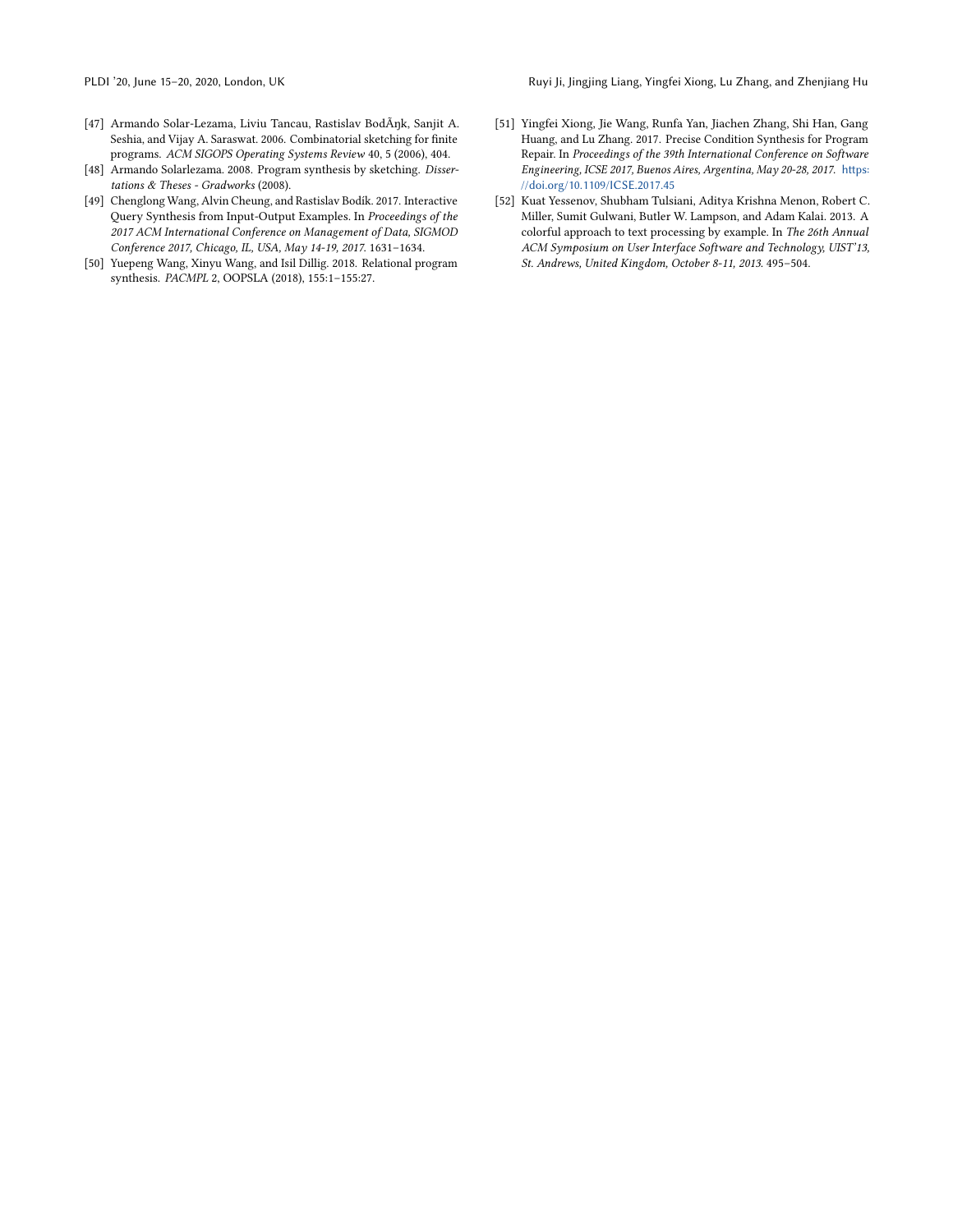[47] Armando Solar-Lezama, Liviu Tancau, Rastislav BodÃŋk, Sanjit A. Seshia, and Vijay A. Saraswat. 2006. Combinatorial sketching for finite programs. *ACM SIGOPS Operating Systems Review* 40, 5 (2006), 404.

[48] Armando Solarlezama. 2008. Program synthesis by sketching. *Dissertations & Theses - Gradworks* (2008).

[49] Chenglong Wang, Alvin Cheung, and Rastislav Bodík. 2017. Interactive Query Synthesis from Input-Output Examples. In *Proceedings of the 2017 ACM International Conference on Management of Data, SIGMOD Conference 2017, Chicago, IL, USA, May 14-19, 2017.* 1631–1634.

[50] Yuepeng Wang, Xinyu Wang, and Isil Dillig. 2018. Relational program synthesis. *PACMPL* 2, OOPSLA (2018), 155:1–155:27.

[51] Yingfei Xiong, Jie Wang, Runfa Yan, Jiachen Zhang, Shi Han, Gang Huang, and Lu Zhang. 2017. Precise Condition Synthesis for Program Repair. In *Proceedings of the 39th International Conference on Software Engineering, ICSE 2017, Buenos Aires, Argentina, May 20-28, 2017.* https://doi.org/10.1109/ICSE.2017.45

[52] Kuat Yessenov, Shubham Tulsiani, Aditya Krishna Menon, Robert C. Miller, Sumit Gulwani, Butler W. Lampson, and Adam Kalai. 2013. A colorful approach to text processing by example. In *The 26th Annual ACM Symposium on User Interface Software and Technology, UIST'13, St. Andrews, United Kingdom, October 8-11, 2013.* 495–504.